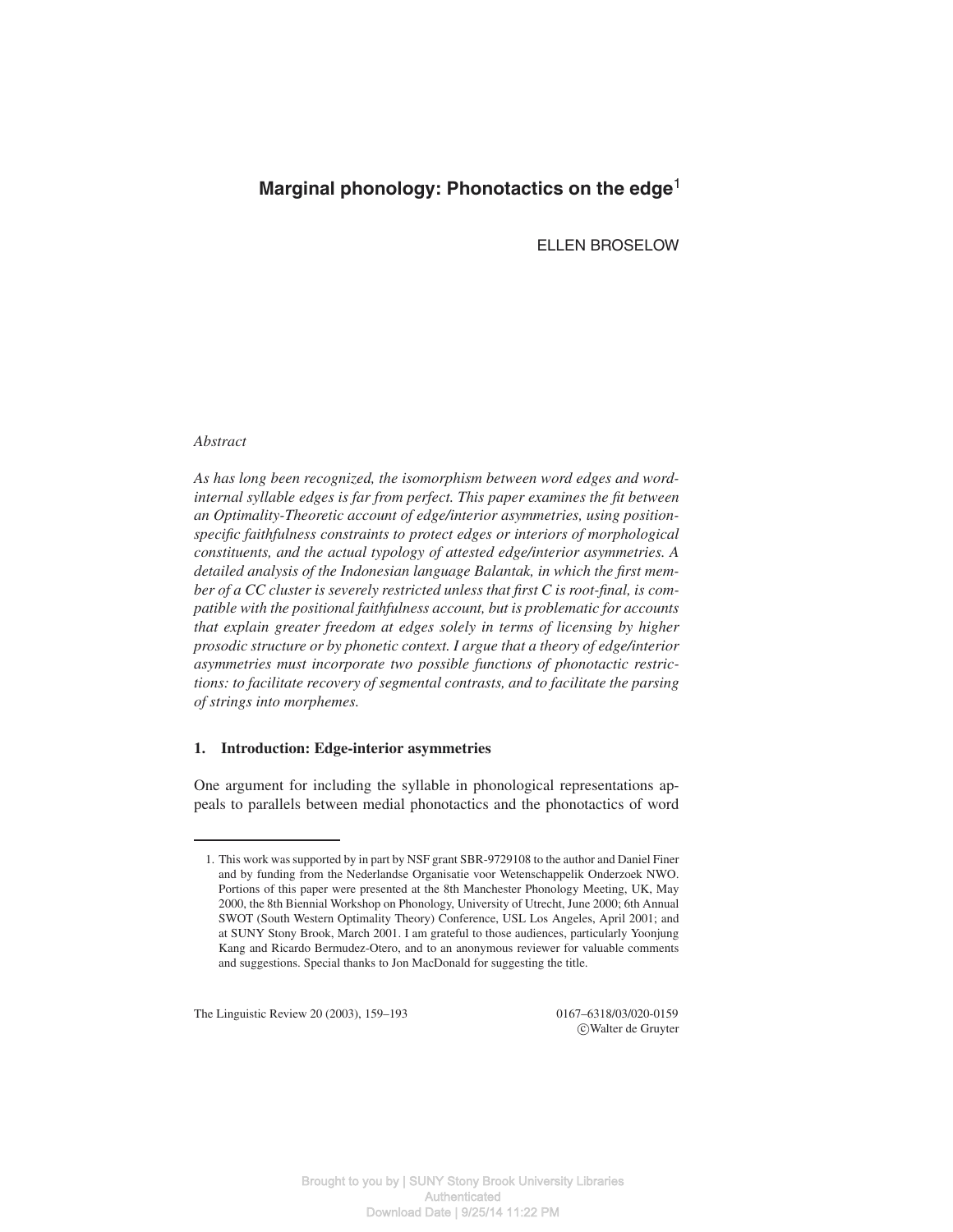# Marginal phonology: Phonotactics on the edge[1]

ELLEN BROSELOW

*Abstract*

*As has long been recognized, the isomorphism between word edges and word-internal syllable edges is far from perfect. This paper examines the fit between an Optimality-Theoretic account of edge/interior asymmetries, using position-specific faithfulness constraints to protect edges or interiors of morphological constituents, and the actual typology of attested edge/interior asymmetries. A detailed analysis of the Indonesian language Balantak, in which the first member of a CC cluster is severely restricted unless that first C is root-final, is compatible with the positional faithfulness account, but is problematic for accounts that explain greater freedom at edges solely in terms of licensing by higher prosodic structure or by phonetic context. I argue that a theory of edge/interior asymmetries must incorporate two possible functions of phonotactic restrictions: to facilitate recovery of segmental contrasts, and to facilitate the parsing of strings into morphemes.*

## 1. Introduction: Edge-interior asymmetries

One argument for including the syllable in phonological representations appeals to parallels between medial phonotactics and the phonotactics of word

1. This work was supported by in part by NSF grant SBR-9729108 to the author and Daniel Finer and by funding from the Nederlandse Organisatie voor Wetenschappelik Onderzoek NWO. Portions of this paper were presented at the 8th Manchester Phonology Meeting, UK, May 2000, the 8th Biennial Workshop on Phonology, University of Utrecht, June 2000; 6th Annual SWOT (South Western Optimality Theory) Conference, USL Los Angeles, April 2001; and at SUNY Stony Brook, March 2001. I am grateful to those audiences, particularly Yoonjung Kang and Ricardo Bermudez-Otero, and to an anonymous reviewer for valuable comments and suggestions. Special thanks to Jon MacDonald for suggesting the title.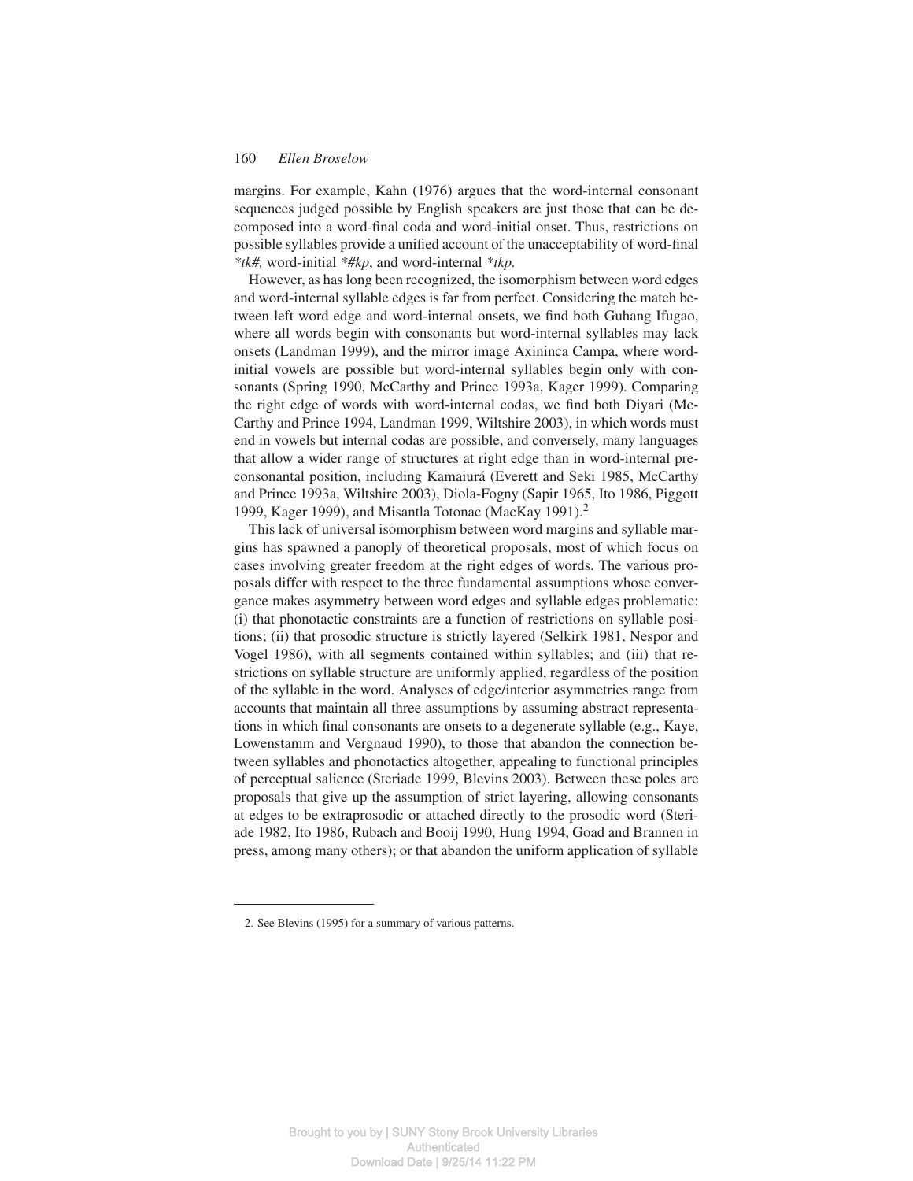margins. For example, Kahn (1976) argues that the word-internal consonant sequences judged possible by English speakers are just those that can be decomposed into a word-final coda and word-initial onset. Thus, restrictions on possible syllables provide a unified account of the unacceptability of word-final *\*tk#,* word-initial *\*#kp*, and word-internal *\*tkp.*

However, as has long been recognized, the isomorphism between word edges and word-internal syllable edges is far from perfect. Considering the match between left word edge and word-internal onsets, we find both Guhang Ifugao, where all words begin with consonants but word-internal syllables may lack onsets (Landman 1999), and the mirror image Axininca Campa, where word-initial vowels are possible but word-internal syllables begin only with consonants (Spring 1990, McCarthy and Prince 1993a, Kager 1999). Comparing the right edge of words with word-internal codas, we find both Diyari (McCarthy and Prince 1994, Landman 1999, Wiltshire 2003), in which words must end in vowels but internal codas are possible, and conversely, many languages that allow a wider range of structures at right edge than in word-internal preconsonantal position, including Kamaiurá (Everett and Seki 1985, McCarthy and Prince 1993a, Wiltshire 2003), Diola-Fogny (Sapir 1965, Ito 1986, Piggott 1999, Kager 1999), and Misantla Totonac (MacKay 1991).[2]

This lack of universal isomorphism between word margins and syllable margins has spawned a panoply of theoretical proposals, most of which focus on cases involving greater freedom at the right edges of words. The various proposals differ with respect to the three fundamental assumptions whose convergence makes asymmetry between word edges and syllable edges problematic: (i) that phonotactic constraints are a function of restrictions on syllable positions; (ii) that prosodic structure is strictly layered (Selkirk 1981, Nespor and Vogel 1986), with all segments contained within syllables; and (iii) that restrictions on syllable structure are uniformly applied, regardless of the position of the syllable in the word. Analyses of edge/interior asymmetries range from accounts that maintain all three assumptions by assuming abstract representations in which final consonants are onsets to a degenerate syllable (e.g., Kaye, Lowenstamm and Vergnaud 1990), to those that abandon the connection between syllables and phonotactics altogether, appealing to functional principles of perceptual salience (Steriade 1999, Blevins 2003). Between these poles are proposals that give up the assumption of strict layering, allowing consonants at edges to be extraprosodic or attached directly to the prosodic word (Steriade 1982, Ito 1986, Rubach and Booij 1990, Hung 1994, Goad and Brannen in press, among many others); or that abandon the uniform application of syllable

2. See Blevins (1995) for a summary of various patterns.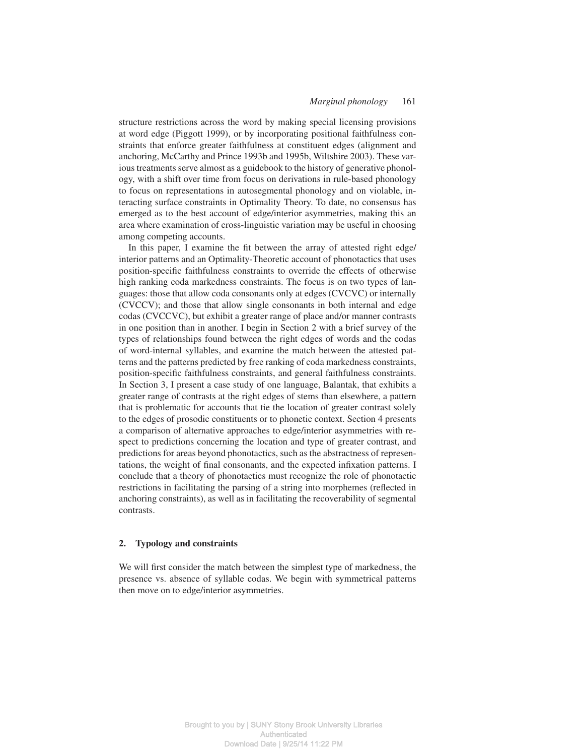structure restrictions across the word by making special licensing provisions at word edge (Piggott 1999), or by incorporating positional faithfulness constraints that enforce greater faithfulness at constituent edges (alignment and anchoring, McCarthy and Prince 1993b and 1995b, Wiltshire 2003). These various treatments serve almost as a guidebook to the history of generative phonology, with a shift over time from focus on derivations in rule-based phonology to focus on representations in autosegmental phonology and on violable, interacting surface constraints in Optimality Theory. To date, no consensus has emerged as to the best account of edge/interior asymmetries, making this an area where examination of cross-linguistic variation may be useful in choosing among competing accounts.

In this paper, I examine the fit between the array of attested right edge/interior patterns and an Optimality-Theoretic account of phonotactics that uses position-specific faithfulness constraints to override the effects of otherwise high ranking coda markedness constraints. The focus is on two types of languages: those that allow coda consonants only at edges (CVCVC) or internally (CVCCV); and those that allow single consonants in both internal and edge codas (CVCCVC), but exhibit a greater range of place and/or manner contrasts in one position than in another. I begin in Section 2 with a brief survey of the types of relationships found between the right edges of words and the codas of word-internal syllables, and examine the match between the attested patterns and the patterns predicted by free ranking of coda markedness constraints, position-specific faithfulness constraints, and general faithfulness constraints. In Section 3, I present a case study of one language, Balantak, that exhibits a greater range of contrasts at the right edges of stems than elsewhere, a pattern that is problematic for accounts that tie the location of greater contrast solely to the edges of prosodic constituents or to phonetic context. Section 4 presents a comparison of alternative approaches to edge/interior asymmetries with respect to predictions concerning the location and type of greater contrast, and predictions for areas beyond phonotactics, such as the abstractness of representations, the weight of final consonants, and the expected infixation patterns. I conclude that a theory of phonotactics must recognize the role of phonotactic restrictions in facilitating the parsing of a string into morphemes (reflected in anchoring constraints), as well as in facilitating the recoverability of segmental contrasts.

## 2. Typology and constraints

We will first consider the match between the simplest type of markedness, the presence vs. absence of syllable codas. We begin with symmetrical patterns then move on to edge/interior asymmetries.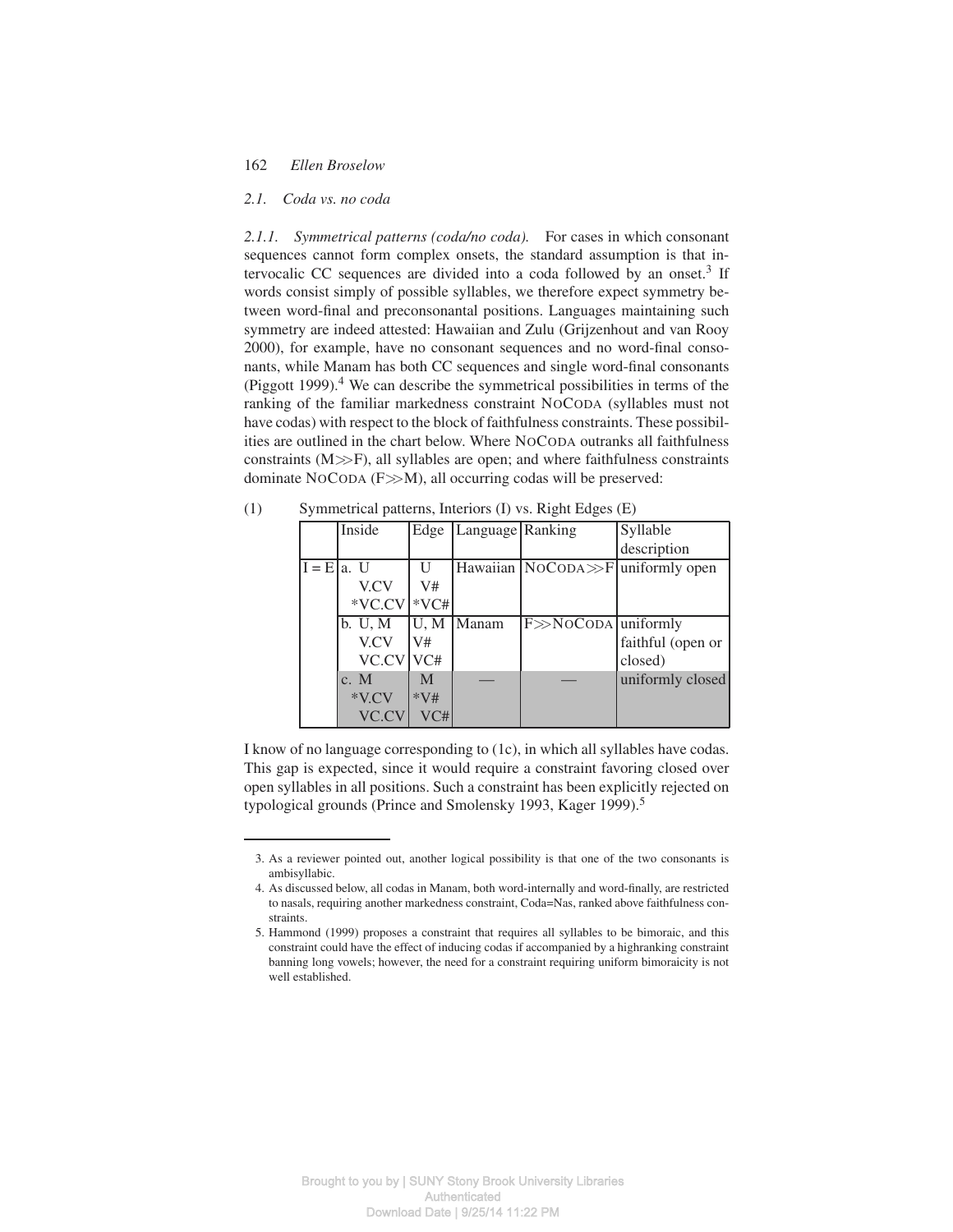### 2.1. Coda vs. no coda

*2.1.1. Symmetrical patterns (coda/no coda).* For cases in which consonant sequences cannot form complex onsets, the standard assumption is that intervocalic CC sequences are divided into a coda followed by an onset.[3] If words consist simply of possible syllables, we therefore expect symmetry between word-final and preconsonantal positions. Languages maintaining such symmetry are indeed attested: Hawaiian and Zulu (Grijzenhout and van Rooy 2000), for example, have no consonant sequences and no word-final consonants, while Manam has both CC sequences and single word-final consonants (Piggott 1999).[4] We can describe the symmetrical possibilities in terms of the ranking of the familiar markedness constraint NoCoda (syllables must not have codas) with respect to the block of faithfulness constraints. These possibilities are outlined in the chart below. Where NoCoda outranks all faithfulness constraints (M≫F), all syllables are open; and where faithfulness constraints dominate NoCoda (F≫M), all occurring codas will be preserved:

(1) Symmetrical patterns, Interiors (I) vs. Right Edges (E)

| | Inside | Edge | Language | Ranking | Syllable description |
|---|---|---|---|---|---|
| I = E | a. U<br>V.CV<br>*VC.CV | U<br>V#<br>*VC# | Hawaiian | NoCoda≫F | uniformly open |
| | b. U, M<br>V.CV<br>VC.CV | U, M<br>V#<br>VC# | Manam | F≫NoCoda | uniformly faithful (open or closed) |
| | c. M<br>*V.CV<br>VC.CV | M<br>*V#<br>VC# | — | — | uniformly closed |

I know of no language corresponding to (1c), in which all syllables have codas. This gap is expected, since it would require a constraint favoring closed over open syllables in all positions. Such a constraint has been explicitly rejected on typological grounds (Prince and Smolensky 1993, Kager 1999).[5]

---

3. As a reviewer pointed out, another logical possibility is that one of the two consonants is ambisyllabic.
4. As discussed below, all codas in Manam, both word-internally and word-finally, are restricted to nasals, requiring another markedness constraint, Coda=Nas, ranked above faithfulness constraints.
5. Hammond (1999) proposes a constraint that requires all syllables to be bimoraic, and this constraint could have the effect of inducing codas if accompanied by a highranking constraint banning long vowels; however, the need for a constraint requiring uniform bimoraicity is not well established.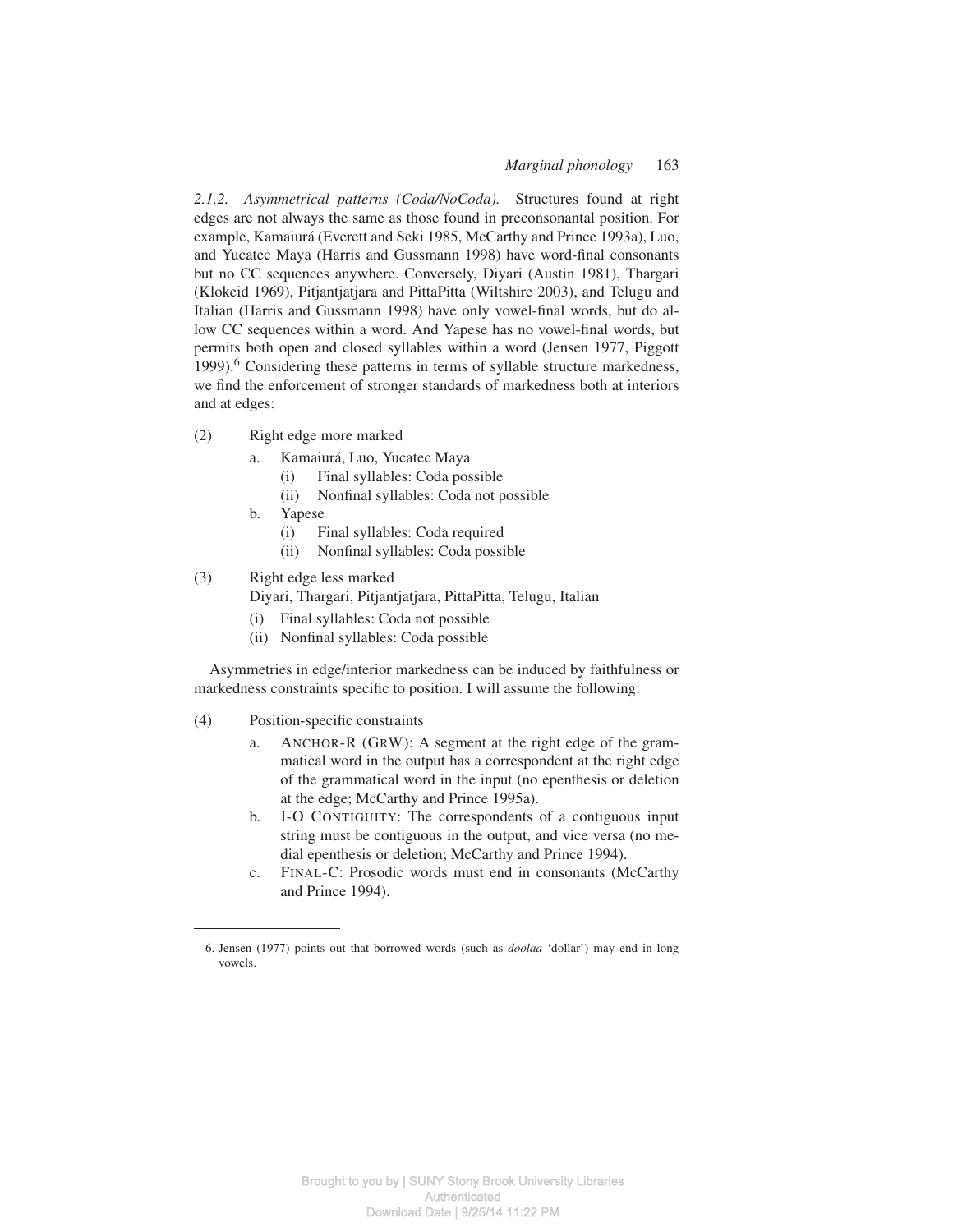*2.1.2. Asymmetrical patterns (Coda/NoCoda).* Structures found at right edges are not always the same as those found in preconsonantal position. For example, Kamaiurá (Everett and Seki 1985, McCarthy and Prince 1993a), Luo, and Yucatec Maya (Harris and Gussmann 1998) have word-final consonants but no CC sequences anywhere. Conversely, Diyari (Austin 1981), Thargari (Klokeid 1969), Pitjantjatjara and PittaPitta (Wiltshire 2003), and Telugu and Italian (Harris and Gussmann 1998) have only vowel-final words, but do allow CC sequences within a word. And Yapese has no vowel-final words, but permits both open and closed syllables within a word (Jensen 1977, Piggott 1999).[6] Considering these patterns in terms of syllable structure markedness, we find the enforcement of stronger standards of markedness both at interiors and at edges:

(2) Right edge more marked
- a. Kamaiurá, Luo, Yucatec Maya
  - (i) Final syllables: Coda possible
  - (ii) Nonfinal syllables: Coda not possible
- b. Yapese
  - (i) Final syllables: Coda required
  - (ii) Nonfinal syllables: Coda possible

(3) Right edge less marked
Diyari, Thargari, Pitjantjatjara, PittaPitta, Telugu, Italian
- (i) Final syllables: Coda not possible
- (ii) Nonfinal syllables: Coda possible

Asymmetries in edge/interior markedness can be induced by faithfulness or markedness constraints specific to position. I will assume the following:

(4) Position-specific constraints
- a. ANCHOR-R (GRW): A segment at the right edge of the grammatical word in the output has a correspondent at the right edge of the grammatical word in the input (no epenthesis or deletion at the edge; McCarthy and Prince 1995a).
- b. I-O CONTIGUITY: The correspondents of a contiguous input string must be contiguous in the output, and vice versa (no medial epenthesis or deletion; McCarthy and Prince 1994).
- c. FINAL-C: Prosodic words must end in consonants (McCarthy and Prince 1994).

---

6. Jensen (1977) points out that borrowed words (such as *doolaa* 'dollar') may end in long vowels.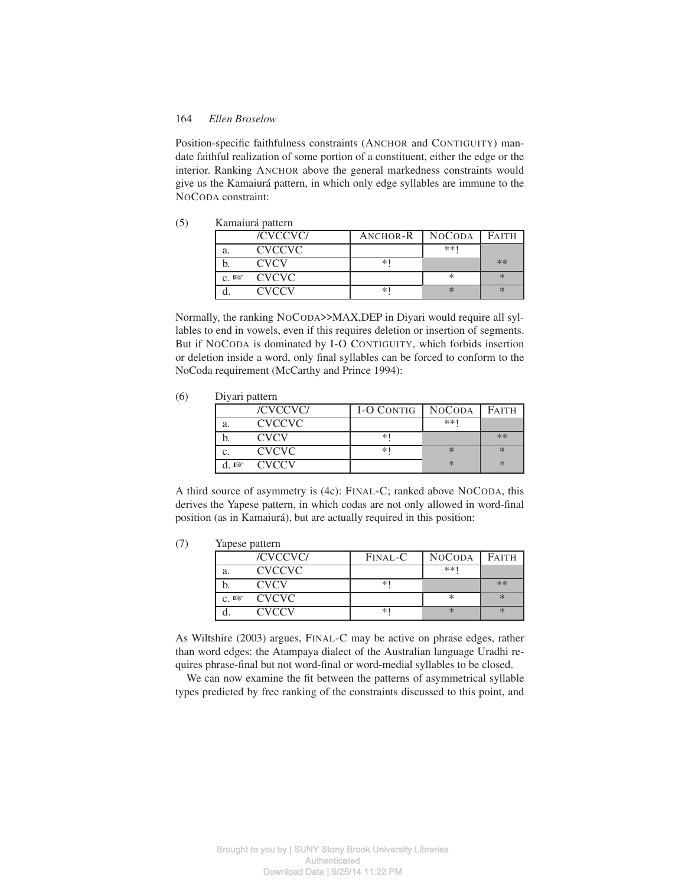Position-specific faithfulness constraints (ANCHOR and CONTIGUITY) mandate faithful realization of some portion of a constituent, either the edge or the interior. Ranking ANCHOR above the general markedness constraints would give us the Kamaiurá pattern, in which only edge syllables are immune to the NOCODA constraint:

(5) Kamaiurá pattern

| | /CVCCVC/ | ANCHOR-R | NOCODA | FAITH |
|---|---|---|---|---|
| a. | CVCCVC | | **! | |
| b. | CVCV | *! | | ** |
| c. ☞ | CVCVC | | * | * |
| d. | CVCCV | *! | * | * |

Normally, the ranking NOCODA>>MAX,DEP in Diyari would require all syllables to end in vowels, even if this requires deletion or insertion of segments. But if NOCODA is dominated by I-O CONTIGUITY, which forbids insertion or deletion inside a word, only final syllables can be forced to conform to the NoCoda requirement (McCarthy and Prince 1994):

(6) Diyari pattern

| | /CVCCVC/ | I-O CONTIG | NOCODA | FAITH |
|---|---|---|---|---|
| a. | CVCCVC | | **! | |
| b. | CVCV | *! | | ** |
| c. | CVCVC | *! | * | * |
| d. ☞ | CVCCV | | * | * |

A third source of asymmetry is (4c): FINAL-C; ranked above NOCODA, this derives the Yapese pattern, in which codas are not only allowed in word-final position (as in Kamaiurá), but are actually required in this position:

(7) Yapese pattern

| | /CVCCVC/ | FINAL-C | NOCODA | FAITH |
|---|---|---|---|---|
| a. | CVCCVC | | **! | |
| b. | CVCV | *! | | ** |
| c. ☞ | CVCVC | | * | * |
| d. | CVCCV | *! | * | * |

As Wiltshire (2003) argues, FINAL-C may be active on phrase edges, rather than word edges: the Atampaya dialect of the Australian language Uradhi requires phrase-final but not word-final or word-medial syllables to be closed.

We can now examine the fit between the patterns of asymmetrical syllable types predicted by free ranking of the constraints discussed to this point, and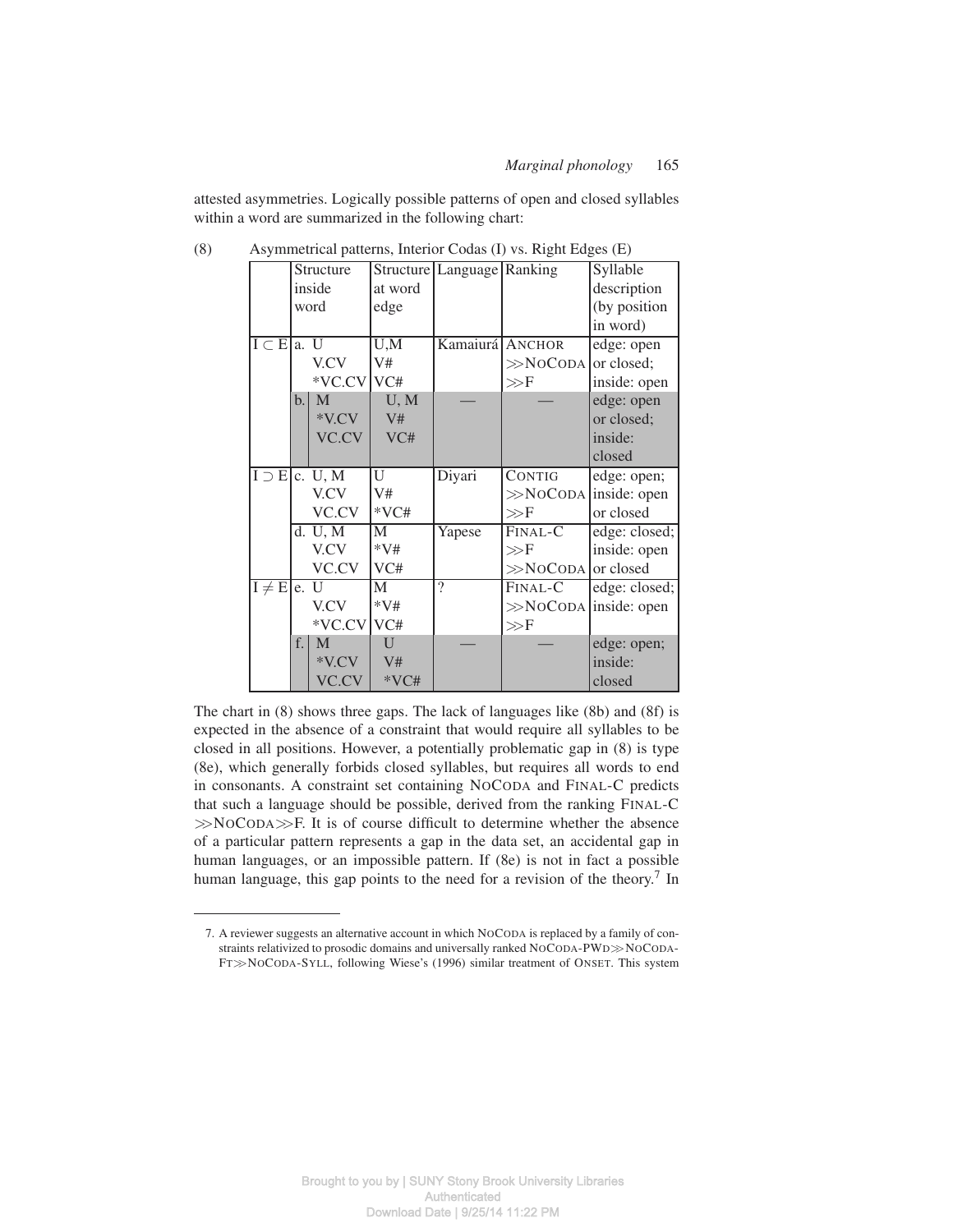attested asymmetries. Logically possible patterns of open and closed syllables within a word are summarized in the following chart:

(8) Asymmetrical patterns, Interior Codas (I) vs. Right Edges (E)

| | | Structure inside word | Structure at word edge | Language | Ranking | Syllable description (by position in word) |
|---|---|---|---|---|---|---|
| I ⊂ E | a. | U<br>V.CV<br>*VC.CV | U,M<br>V#<br>VC# | Kamaiurá | ANCHOR<br>≫NOCODA<br>≫F | edge: open or closed;<br>inside: open |
| | b. | M<br>*V.CV<br>VC.CV | U, M<br>V#<br>VC# | — | — | edge: open or closed;<br>inside: closed |
| I ⊃ E | c. | U, M<br>V.CV<br>VC.CV | U<br>V#<br>*VC# | Diyari | CONTIG<br>≫NOCODA<br>≫F | edge: open;<br>inside: open or closed |
| | d. | U, M<br>V.CV<br>VC.CV | M<br>*V#<br>VC# | Yapese | FINAL-C<br>≫F<br>≫NOCODA | edge: closed;<br>inside: open or closed |
| I ≠ E | e. | U<br>V.CV<br>*VC.CV | M<br>*V#<br>VC# | ? | FINAL-C<br>≫NOCODA<br>≫F | edge: closed;<br>inside: open |
| | f. | M<br>*V.CV<br>VC.CV | U<br>V#<br>*VC# | — | — | edge: open;<br>inside: closed |

The chart in (8) shows three gaps. The lack of languages like (8b) and (8f) is expected in the absence of a constraint that would require all syllables to be closed in all positions. However, a potentially problematic gap in (8) is type (8e), which generally forbids closed syllables, but requires all words to end in consonants. A constraint set containing NOCODA and FINAL-C predicts that such a language should be possible, derived from the ranking FINAL-C ≫NOCODA≫F. It is of course difficult to determine whether the absence of a particular pattern represents a gap in the data set, an accidental gap in human languages, or an impossible pattern. If (8e) is not in fact a possible human language, this gap points to the need for a revision of the theory.[7] In

---

7. A reviewer suggests an alternative account in which NOCODA is replaced by a family of constraints relativized to prosodic domains and universally ranked NOCODA-PWD≫NOCODA-FT≫NOCODA-SYLL, following Wiese's (1996) similar treatment of ONSET. This system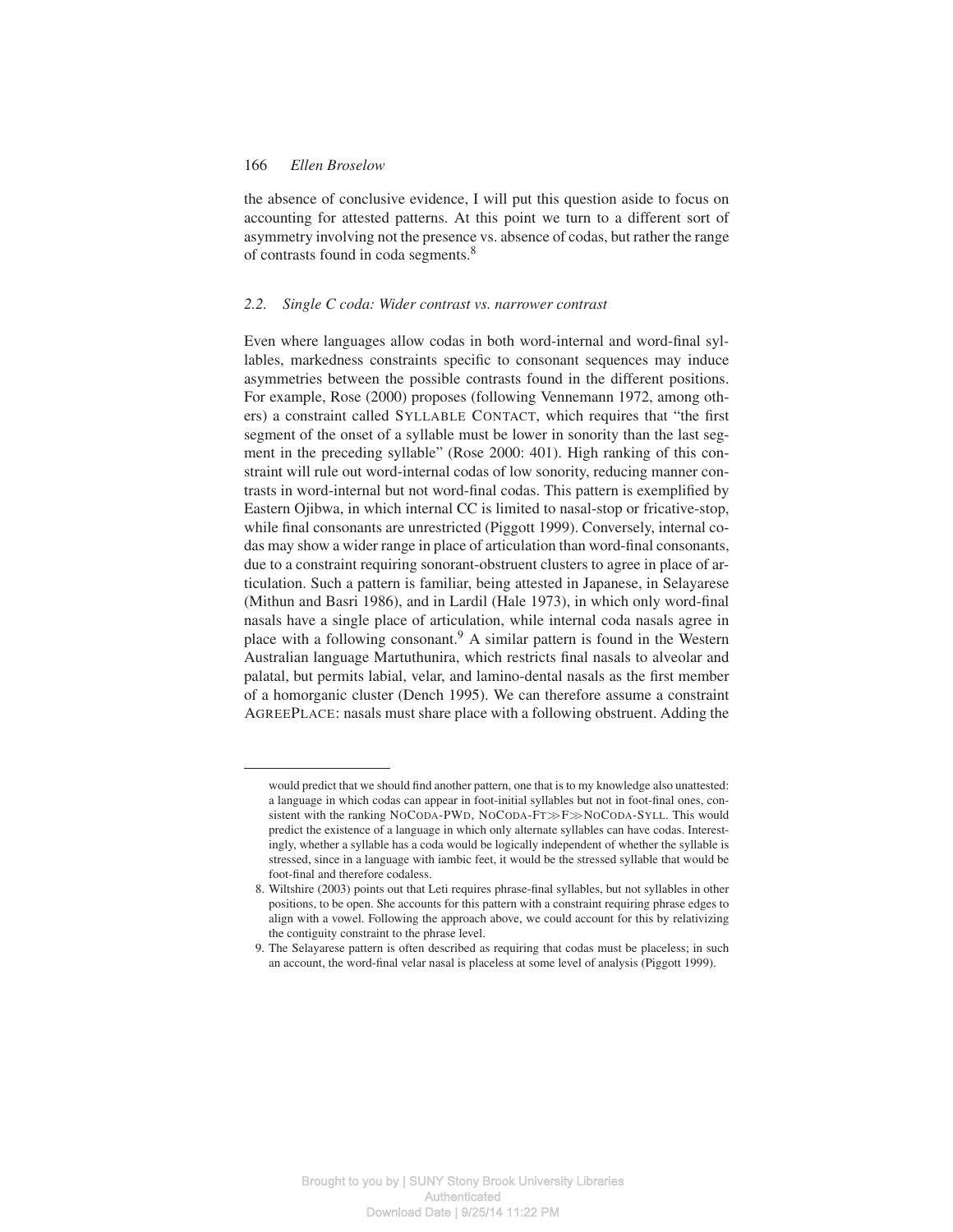the absence of conclusive evidence, I will put this question aside to focus on accounting for attested patterns. At this point we turn to a different sort of asymmetry involving not the presence vs. absence of codas, but rather the range of contrasts found in coda segments.[8]

### 2.2. *Single C coda: Wider contrast vs. narrower contrast*

Even where languages allow codas in both word-internal and word-final syllables, markedness constraints specific to consonant sequences may induce asymmetries between the possible contrasts found in the different positions. For example, Rose (2000) proposes (following Vennemann 1972, among others) a constraint called SYLLABLE CONTACT, which requires that "the first segment of the onset of a syllable must be lower in sonority than the last segment in the preceding syllable" (Rose 2000: 401). High ranking of this constraint will rule out word-internal codas of low sonority, reducing manner contrasts in word-internal but not word-final codas. This pattern is exemplified by Eastern Ojibwa, in which internal CC is limited to nasal-stop or fricative-stop, while final consonants are unrestricted (Piggott 1999). Conversely, internal codas may show a wider range in place of articulation than word-final consonants, due to a constraint requiring sonorant-obstruent clusters to agree in place of articulation. Such a pattern is familiar, being attested in Japanese, in Selayarese (Mithun and Basri 1986), and in Lardil (Hale 1973), in which only word-final nasals have a single place of articulation, while internal coda nasals agree in place with a following consonant.[9] A similar pattern is found in the Western Australian language Martuthunira, which restricts final nasals to alveolar and palatal, but permits labial, velar, and lamino-dental nasals as the first member of a homorganic cluster (Dench 1995). We can therefore assume a constraint AGREEPLACE: nasals must share place with a following obstruent. Adding the

---

would predict that we should find another pattern, one that is to my knowledge also unattested: a language in which codas can appear in foot-initial syllables but not in foot-final ones, consistent with the ranking NOCODA-PWD, NOCODA-FT≫F≫NOCODA-SYLL. This would predict the existence of a language in which only alternate syllables can have codas. Interestingly, whether a syllable has a coda would be logically independent of whether the syllable is stressed, since in a language with iambic feet, it would be the stressed syllable that would be foot-final and therefore codaless.

8. Wiltshire (2003) points out that Leti requires phrase-final syllables, but not syllables in other positions, to be open. She accounts for this pattern with a constraint requiring phrase edges to align with a vowel. Following the approach above, we could account for this by relativizing the contiguity constraint to the phrase level.

9. The Selayarese pattern is often described as requiring that codas must be placeless; in such an account, the word-final velar nasal is placeless at some level of analysis (Piggott 1999).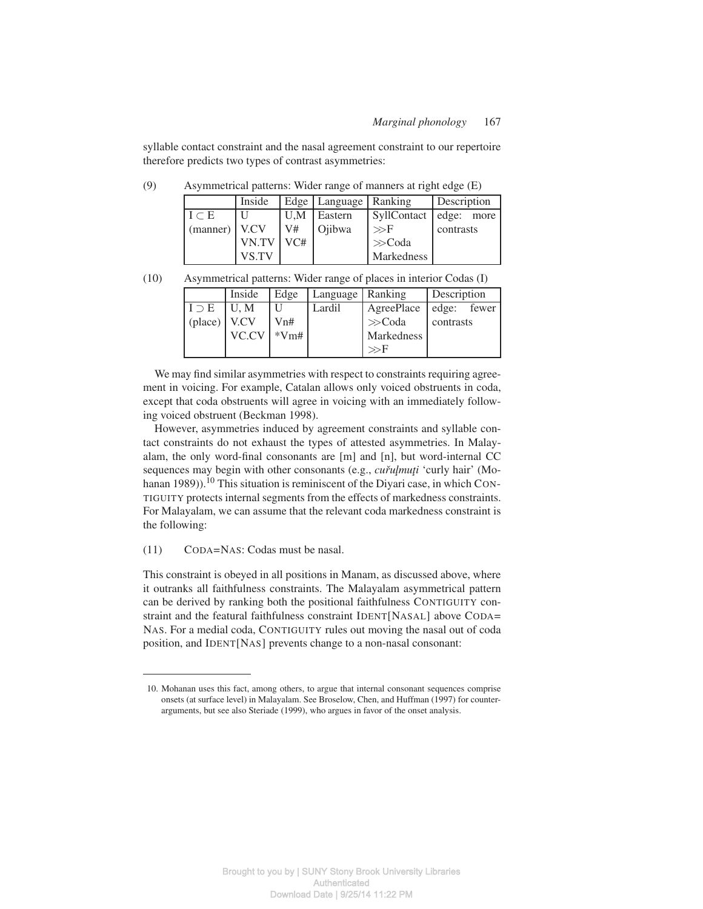syllable contact constraint and the nasal agreement constraint to our repertoire therefore predicts two types of contrast asymmetries:

(9) Asymmetrical patterns: Wider range of manners at right edge (E)

| | Inside | Edge | Language | Ranking | Description |
|---|---|---|---|---|---|
| I ⊂ E (manner) | U V.CV VN.TV VS.TV | U,M V# VC# | Eastern Ojibwa | SyllContact ≫F ≫Coda Markedness | edge: more contrasts |

(10) Asymmetrical patterns: Wider range of places in interior Codas (I)

| | Inside | Edge | Language | Ranking | Description |
|---|---|---|---|---|---|
| I ⊃ E (place) | U, M V.CV VC.CV | U Vn# *Vm# | Lardil | AgreePlace ≫Coda Markedness ≫F | edge: fewer contrasts |

We may find similar asymmetries with respect to constraints requiring agreement in voicing. For example, Catalan allows only voiced obstruents in coda, except that coda obstruents will agree in voicing with an immediately following voiced obstruent (Beckman 1998).

However, asymmetries induced by agreement constraints and syllable contact constraints do not exhaust the types of attested asymmetries. In Malayalam, the only word-final consonants are [m] and [n], but word-internal CC sequences may begin with other consonants (e.g., *cuřuḷmuṭi* 'curly hair' (Mohanan 1989)).[10] This situation is reminiscent of the Diyari case, in which CONTIGUITY protects internal segments from the effects of markedness constraints. For Malayalam, we can assume that the relevant coda markedness constraint is the following:

(11) CODA=NAS: Codas must be nasal.

This constraint is obeyed in all positions in Manam, as discussed above, where it outranks all faithfulness constraints. The Malayalam asymmetrical pattern can be derived by ranking both the positional faithfulness CONTIGUITY constraint and the featural faithfulness constraint IDENT[NASAL] above CODA=NAS. For a medial coda, CONTIGUITY rules out moving the nasal out of coda position, and IDENT[NAS] prevents change to a non-nasal consonant:

10. Mohanan uses this fact, among others, to argue that internal consonant sequences comprise onsets (at surface level) in Malayalam. See Broselow, Chen, and Huffman (1997) for counter-arguments, but see also Steriade (1999), who argues in favor of the onset analysis.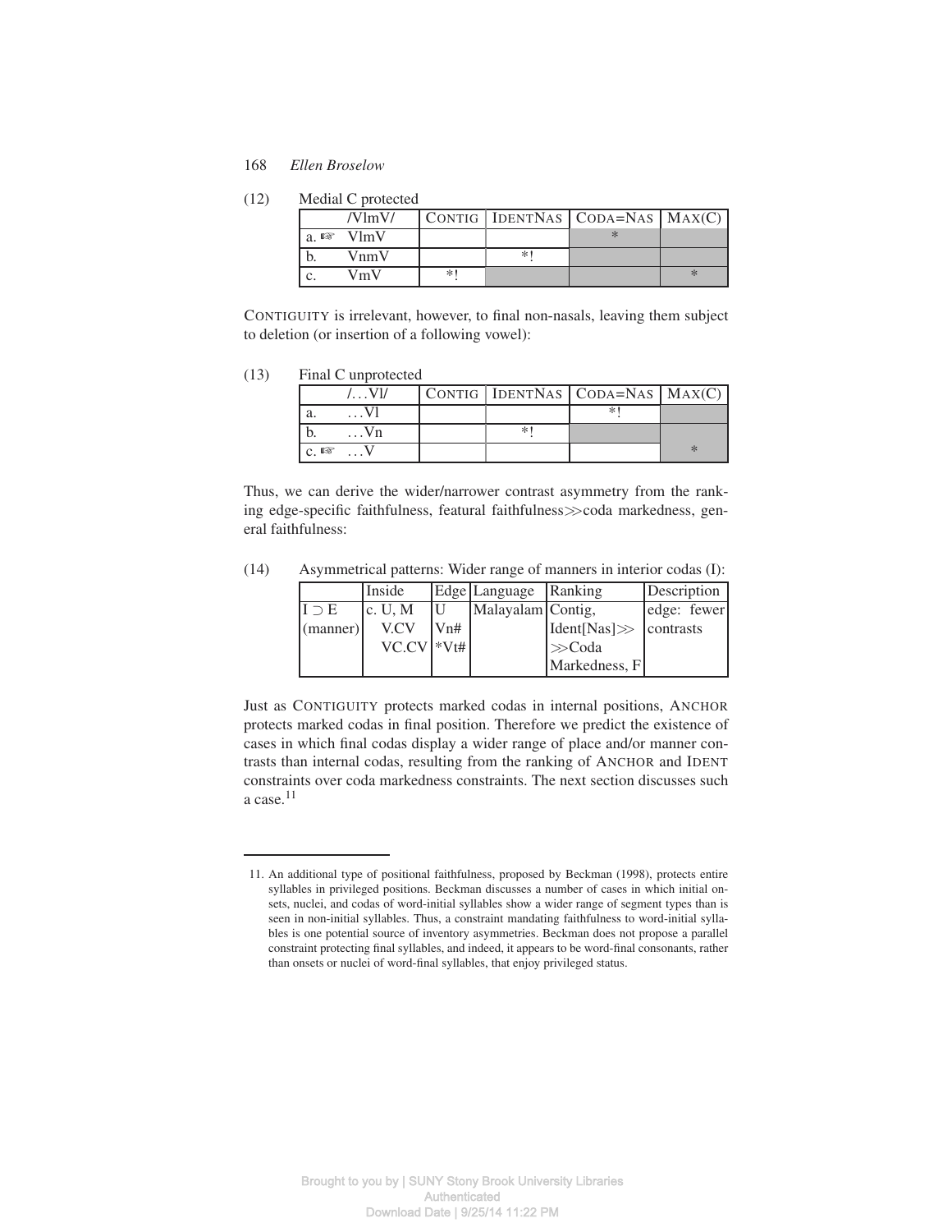(12) Medial C protected

| | /VlmV/ | CONTIG | IDENTNAS | CODA=NAS | MAX(C) |
|---|---|---|---|---|---|
| a. ☞ | VlmV | | | * | |
| b. | VnmV | | *! | | |
| c. | VmV | *! | | | * |

CONTIGUITY is irrelevant, however, to final non-nasals, leaving them subject to deletion (or insertion of a following vowel):

(13) Final C unprotected

| | /...Vl/ | CONTIG | IDENTNAS | CODA=NAS | MAX(C) |
|---|---|---|---|---|---|
| a. | ...Vl | | | *! | |
| b. | ...Vn | | *! | | |
| c. ☞ | ...V | | | | * |

Thus, we can derive the wider/narrower contrast asymmetry from the ranking edge-specific faithfulness, featural faithfulness≫coda markedness, general faithfulness:

(14) Asymmetrical patterns: Wider range of manners in interior codas (I):

| | Inside | Edge | Language | Ranking | Description |
|---|---|---|---|---|---|
| I ⊃ E (manner) | c. U, M V.CV VC.CV | U Vn# *Vt# | Malayalam | Contig, Ident[Nas]≫ ≫Coda Markedness, F | edge: fewer contrasts |

Just as CONTIGUITY protects marked codas in internal positions, ANCHOR protects marked codas in final position. Therefore we predict the existence of cases in which final codas display a wider range of place and/or manner contrasts than internal codas, resulting from the ranking of ANCHOR and IDENT constraints over coda markedness constraints. The next section discusses such a case.[11]

11. An additional type of positional faithfulness, proposed by Beckman (1998), protects entire syllables in privileged positions. Beckman discusses a number of cases in which initial onsets, nuclei, and codas of word-initial syllables show a wider range of segment types than is seen in non-initial syllables. Thus, a constraint mandating faithfulness to word-initial syllables is one potential source of inventory asymmetries. Beckman does not propose a parallel constraint protecting final syllables, and indeed, it appears to be word-final consonants, rather than onsets or nuclei of word-final syllables, that enjoy privileged status.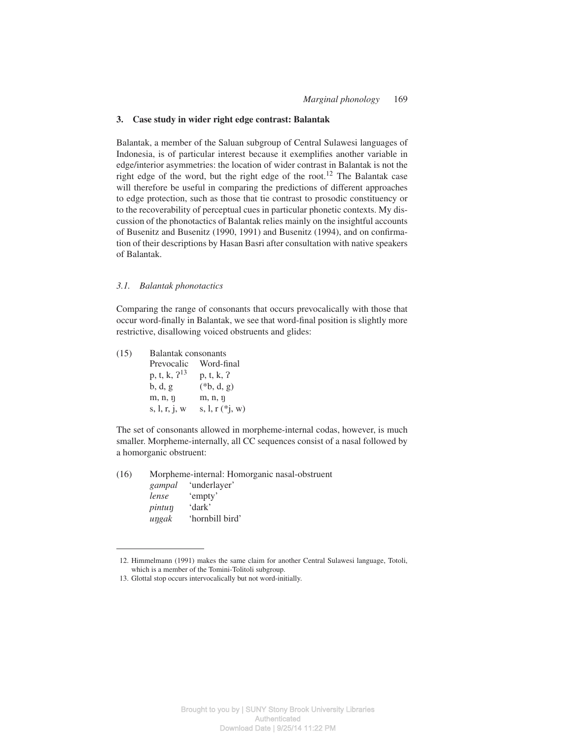## 3. Case study in wider right edge contrast: Balantak

Balantak, a member of the Saluan subgroup of Central Sulawesi languages of Indonesia, is of particular interest because it exemplifies another variable in edge/interior asymmetries: the location of wider contrast in Balantak is not the right edge of the word, but the right edge of the root.[12] The Balantak case will therefore be useful in comparing the predictions of different approaches to edge protection, such as those that tie contrast to prosodic constituency or to the recoverability of perceptual cues in particular phonetic contexts. My discussion of the phonotactics of Balantak relies mainly on the insightful accounts of Busenitz and Busenitz (1990, 1991) and Busenitz (1994), and on confirmation of their descriptions by Hasan Basri after consultation with native speakers of Balantak.

### 3.1. Balantak phonotactics

Comparing the range of consonants that occurs prevocalically with those that occur word-finally in Balantak, we see that word-final position is slightly more restrictive, disallowing voiced obstruents and glides:

(15) Balantak consonants

| Prevocalic | Word-final |
|---|---|
| p, t, k, ʔ[13] | p, t, k, ʔ |
| b, d, g | (*b, d, g) |
| m, n, ŋ | m, n, ŋ |
| s, l, r, j, w | s, l, r (*j, w) |

The set of consonants allowed in morpheme-internal codas, however, is much smaller. Morpheme-internally, all CC sequences consist of a nasal followed by a homorganic obstruent:

(16) Morpheme-internal: Homorganic nasal-obstruent

| | |
|---|---|
| *gampal* | 'underlayer' |
| *lense* | 'empty' |
| *pintuŋ* | 'dark' |
| *uŋgak* | 'hornbill bird' |

12. Himmelmann (1991) makes the same claim for another Central Sulawesi language, Totoli, which is a member of the Tomini-Tolitoli subgroup.

13. Glottal stop occurs intervocalically but not word-initially.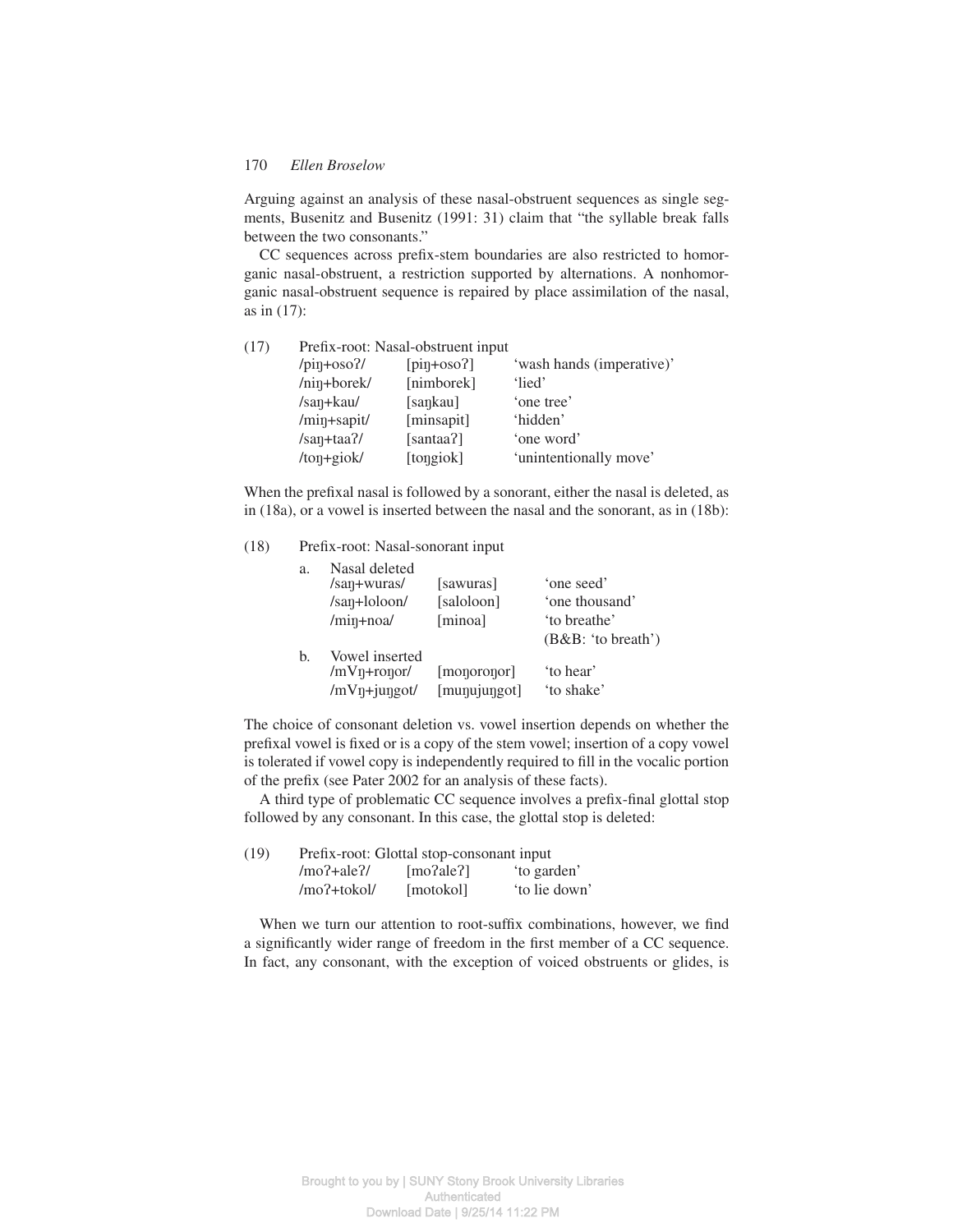Arguing against an analysis of these nasal-obstruent sequences as single segments, Busenitz and Busenitz (1991: 31) claim that "the syllable break falls between the two consonants."

CC sequences across prefix-stem boundaries are also restricted to homorganic nasal-obstruent, a restriction supported by alternations. A nonhomorganic nasal-obstruent sequence is repaired by place assimilation of the nasal, as in (17):

(17) Prefix-root: Nasal-obstruent input

| | | |
|---|---|---|
| /piŋ+osoʔ/ | [piŋ+osoʔ] | 'wash hands (imperative)' |
| /niŋ+borek/ | [nimborek] | 'lied' |
| /saŋ+kau/ | [saŋkau] | 'one tree' |
| /miŋ+sapit/ | [minsapit] | 'hidden' |
| /saŋ+taaʔ/ | [santaaʔ] | 'one word' |
| /toŋ+giok/ | [toŋgiok] | 'unintentionally move' |

When the prefixal nasal is followed by a sonorant, either the nasal is deleted, as in (18a), or a vowel is inserted between the nasal and the sonorant, as in (18b):

(18) Prefix-root: Nasal-sonorant input

a. Nasal deleted

| | | |
|---|---|---|
| /saŋ+wuras/ | [sawuras] | 'one seed' |
| /saŋ+loloon/ | [saloloon] | 'one thousand' |
| /miŋ+noa/ | [minoa] | 'to breathe' (B&B: 'to breath') |

b. Vowel inserted

| | | |
|---|---|---|
| /mVŋ+roŋor/ | [moŋoroŋor] | 'to hear' |
| /mVŋ+juŋgot/ | [muŋujuŋgot] | 'to shake' |

The choice of consonant deletion vs. vowel insertion depends on whether the prefixal vowel is fixed or is a copy of the stem vowel; insertion of a copy vowel is tolerated if vowel copy is independently required to fill in the vocalic portion of the prefix (see Pater 2002 for an analysis of these facts).

A third type of problematic CC sequence involves a prefix-final glottal stop followed by any consonant. In this case, the glottal stop is deleted:

(19) Prefix-root: Glottal stop-consonant input

| | | |
|---|---|---|
| /moʔ+aleʔ/ | [moʔaleʔ] | 'to garden' |
| /moʔ+tokol/ | [motokol] | 'to lie down' |

When we turn our attention to root-suffix combinations, however, we find a significantly wider range of freedom in the first member of a CC sequence. In fact, any consonant, with the exception of voiced obstruents or glides, is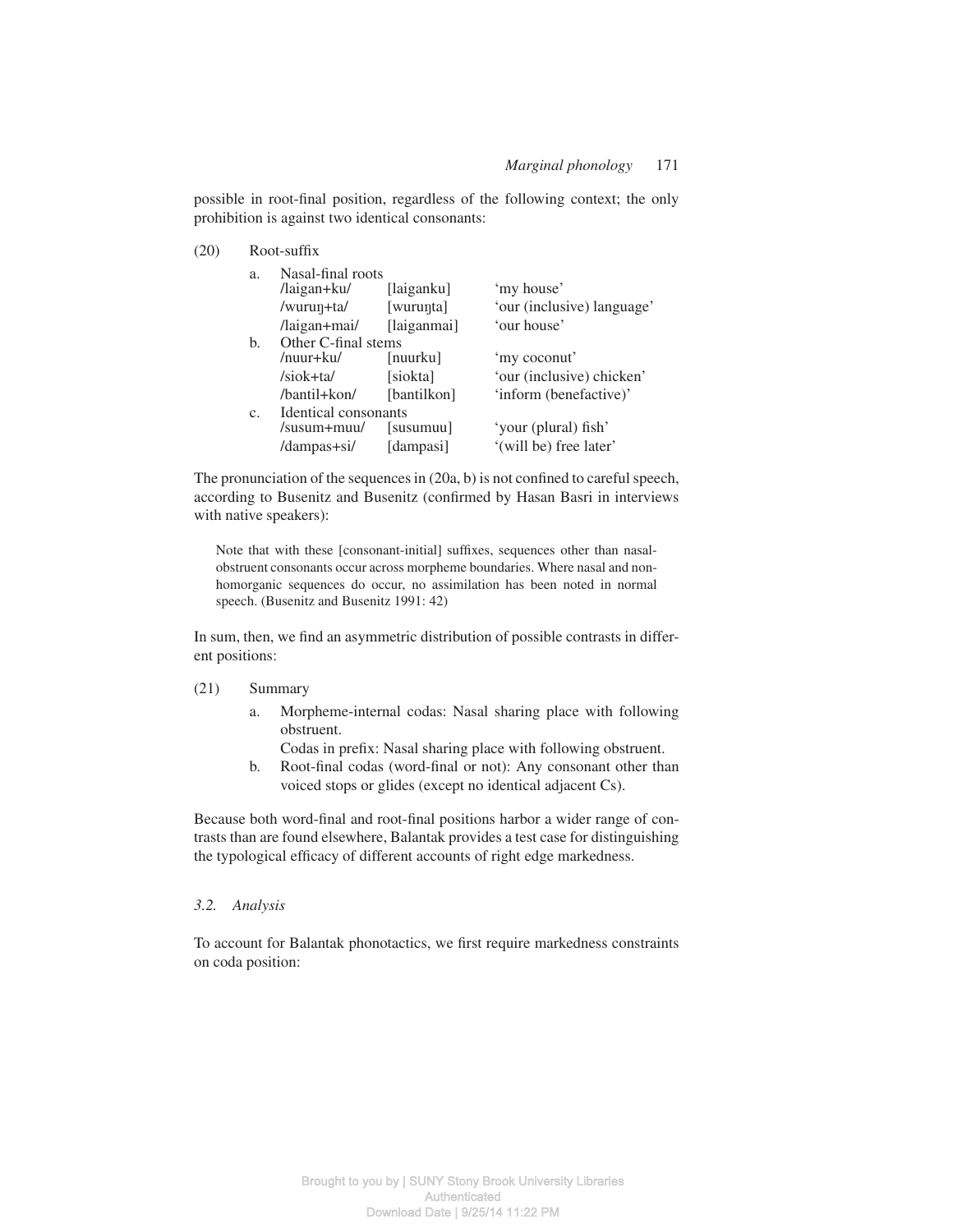possible in root-final position, regardless of the following context; the only prohibition is against two identical consonants:

(20) Root-suffix

| | | | |
|---|---|---|---|
| a. | Nasal-final roots | | |
| | /laigan+ku/ | [laiganku] | 'my house' |
| | /wuruŋ+ta/ | [wuruŋta] | 'our (inclusive) language' |
| | /laigan+mai/ | [laiganmai] | 'our house' |
| b. | Other C-final stems | | |
| | /nuur+ku/ | [nuurku] | 'my coconut' |
| | /siok+ta/ | [siokta] | 'our (inclusive) chicken' |
| | /bantil+kon/ | [bantilkon] | 'inform (benefactive)' |
| c. | Identical consonants | | |
| | /susum+muu/ | [susumuu] | 'your (plural) fish' |
| | /dampas+si/ | [dampasi] | '(will be) free later' |

The pronunciation of the sequences in (20a, b) is not confined to careful speech, according to Busenitz and Busenitz (confirmed by Hasan Basri in interviews with native speakers):

> Note that with these [consonant-initial] suffixes, sequences other than nasal-obstruent consonants occur across morpheme boundaries. Where nasal and non-homorganic sequences do occur, no assimilation has been noted in normal speech. (Busenitz and Busenitz 1991: 42)

In sum, then, we find an asymmetric distribution of possible contrasts in different positions:

(21) Summary

a. Morpheme-internal codas: Nasal sharing place with following obstruent.
   Codas in prefix: Nasal sharing place with following obstruent.

b. Root-final codas (word-final or not): Any consonant other than voiced stops or glides (except no identical adjacent Cs).

Because both word-final and root-final positions harbor a wider range of contrasts than are found elsewhere, Balantak provides a test case for distinguishing the typological efficacy of different accounts of right edge markedness.

### *3.2. Analysis*

To account for Balantak phonotactics, we first require markedness constraints on coda position: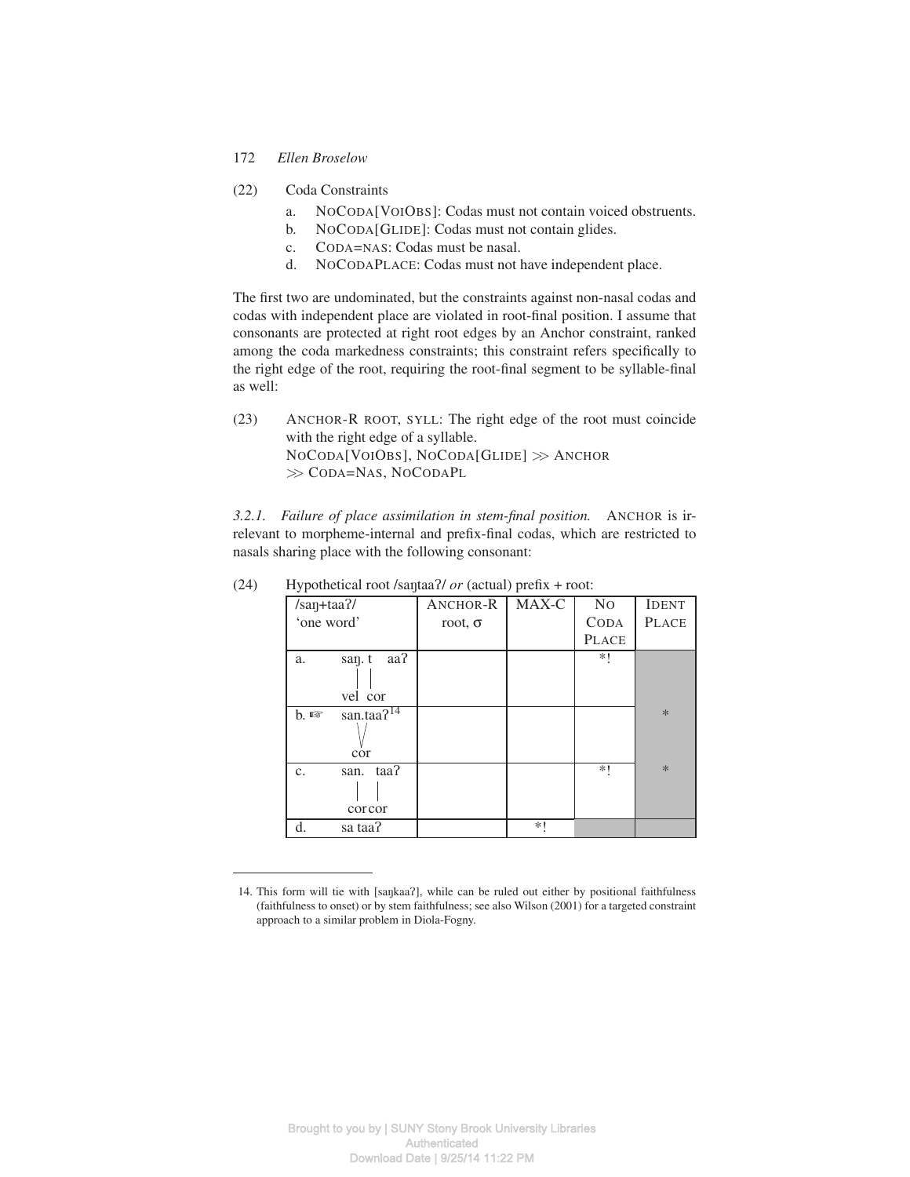(22) Coda Constraints

a. NOCODA[VOIOBS]: Codas must not contain voiced obstruents.
b. NOCODA[GLIDE]: Codas must not contain glides.
c. CODA=NAS: Codas must be nasal.
d. NOCODAPLACE: Codas must not have independent place.

The first two are undominated, but the constraints against non-nasal codas and codas with independent place are violated in root-final position. I assume that consonants are protected at right root edges by an Anchor constraint, ranked among the coda markedness constraints; this constraint refers specifically to the right edge of the root, requiring the root-final segment to be syllable-final as well:

(23) ANCHOR-R ROOT, SYLL: The right edge of the root must coincide with the right edge of a syllable.
NOCODA[VOIOBS], NOCODA[GLIDE] $\gg$ ANCHOR $\gg$ CODA=NAS, NOCODAPL

*3.2.1. Failure of place assimilation in stem-final position.* ANCHOR is irrelevant to morpheme-internal and prefix-final codas, which are restricted to nasals sharing place with the following consonant:

(24) Hypothetical root /saŋtaaʔ/ *or* (actual) prefix + root:

| /saŋ+taaʔ/ 'one word' | ANCHOR-R root, σ | MAX-C | NO CODA PLACE | IDENT PLACE |
|---|---|---|---|---|
| a. saŋ. t aaʔ (vel cor) | | | *! | |
| b. ☞ san.taaʔ[14] (cor, shared) | | | | * |
| c. san. taaʔ (cor cor) | | | *! | * |
| d. sa taaʔ | | *! | | |

14. This form will tie with [saŋkaaʔ], while can be ruled out either by positional faithfulness (faithfulness to onset) or by stem faithfulness; see also Wilson (2001) for a targeted constraint approach to a similar problem in Diola-Fogny.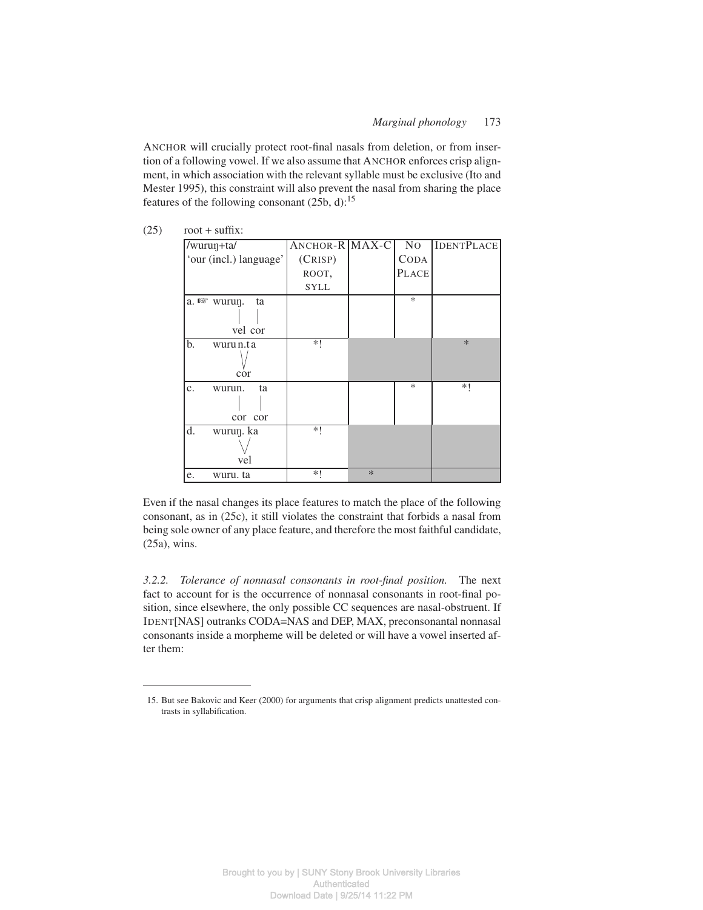ANCHOR will crucially protect root-final nasals from deletion, or from insertion of a following vowel. If we also assume that ANCHOR enforces crisp alignment, in which association with the relevant syllable must be exclusive (Ito and Mester 1995), this constraint will also prevent the nasal from sharing the place features of the following consonant (25b, d):[15]

(25) root + suffix:

| /wuruŋ+ta/ 'our (incl.) language' | ANCHOR-R (CRISP) ROOT, SYLL | MAX-C | NO CODA PLACE | IDENTPLACE |
|---|---|---|---|---|
| a. ☞ wuruŋ. ta (vel cor) | | | * | |
| b. wuru n.t a (cor, shared) | *! | | | * |
| c. wurun. ta (cor cor) | | | * | *! |
| d. wuruŋ. ka (vel, shared) | *! | | | |
| e. wuru. ta | *! | * | | |

Even if the nasal changes its place features to match the place of the following consonant, as in (25c), it still violates the constraint that forbids a nasal from being sole owner of any place feature, and therefore the most faithful candidate, (25a), wins.

*3.2.2. Tolerance of nonnasal consonants in root-final position.* The next fact to account for is the occurrence of nonnasal consonants in root-final position, since elsewhere, the only possible CC sequences are nasal-obstruent. If IDENT[NAS] outranks CODA=NAS and DEP, MAX, preconsonantal nonnasal consonants inside a morpheme will be deleted or will have a vowel inserted after them:

15. But see Bakovic and Keer (2000) for arguments that crisp alignment predicts unattested contrasts in syllabification.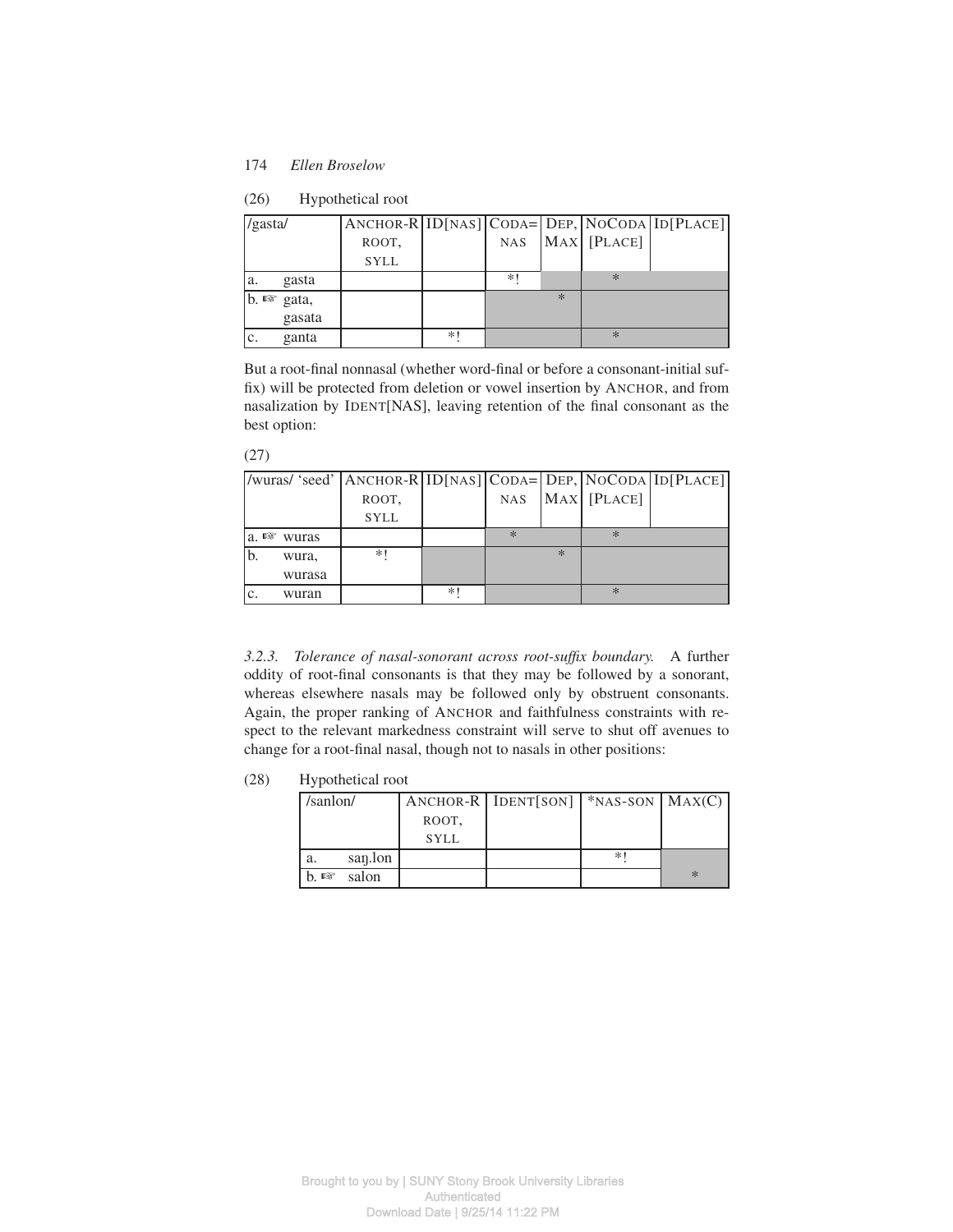(26) Hypothetical root

| /gasta/ | ANCHOR-R ROOT, SYLL | ID[NAS] | CODA=NAS | DEP, MAX | NOCODA [PLACE] | ID[PLACE] |
|---|---|---|---|---|---|---|
| a. gasta | | | *! | | * | |
| b. ☞ gata, gasata | | | | * | | |
| c. ganta | | *! | | | * | |

But a root-final nonnasal (whether word-final or before a consonant-initial suffix) will be protected from deletion or vowel insertion by ANCHOR, and from nasalization by IDENT[NAS], leaving retention of the final consonant as the best option:

(27)

| /wuras/ 'seed' | ANCHOR-R ROOT, SYLL | ID[NAS] | CODA=NAS | DEP, MAX | NOCODA [PLACE] | ID[PLACE] |
|---|---|---|---|---|---|---|
| a. ☞ wuras | | | * | | * | |
| b. wura, wurasa | *! | | | * | | |
| c. wuran | | *! | | | * | |

*3.2.3. Tolerance of nasal-sonorant across root-suffix boundary.* A further oddity of root-final consonants is that they may be followed by a sonorant, whereas elsewhere nasals may be followed only by obstruent consonants. Again, the proper ranking of ANCHOR and faithfulness constraints with respect to the relevant markedness constraint will serve to shut off avenues to change for a root-final nasal, though not to nasals in other positions:

(28) Hypothetical root

| /sanlon/ | ANCHOR-R ROOT, SYLL | IDENT[SON] | *NAS-SON | MAX(C) |
|---|---|---|---|---|
| a. saŋ.lon | | | *! | |
| b. ☞ salon | | | | * |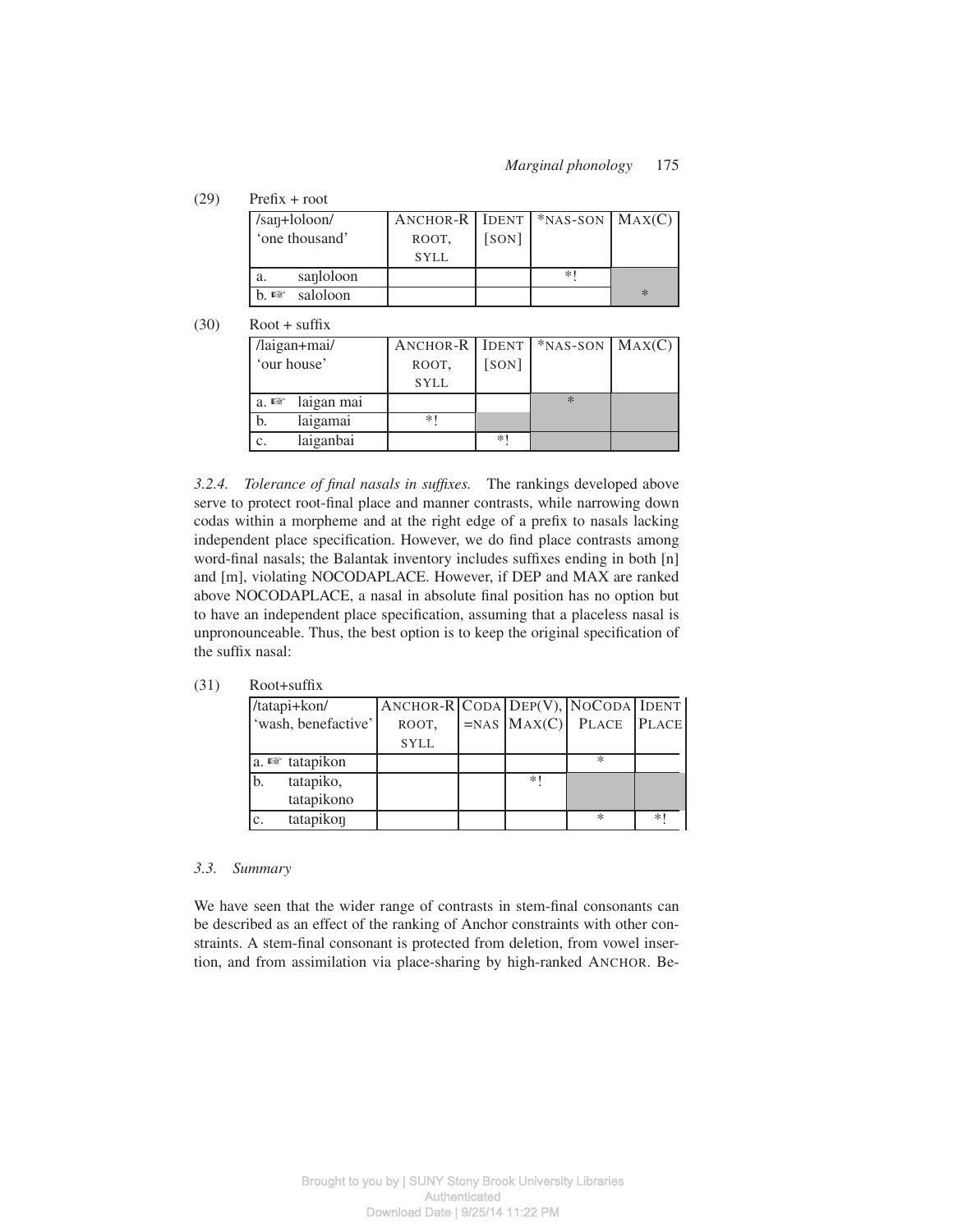(29) Prefix + root

| /saŋ+loloon/ 'one thousand' | ANCHOR-R ROOT, SYLL | IDENT [SON] | *NAS-SON | MAX(C) |
|---|---|---|---|---|
| a. saŋloloon | | | *! | |
| b. ☞ saloloon | | | | * |

(30) Root + suffix

| /laigan+mai/ 'our house' | ANCHOR-R ROOT, SYLL | IDENT [SON] | *NAS-SON | MAX(C) |
|---|---|---|---|---|
| a. ☞ laigan mai | | | * | |
| b. laigamai | *! | | | |
| c. laiganbai | | *! | | |

*3.2.4. Tolerance of final nasals in suffixes.* The rankings developed above serve to protect root-final place and manner contrasts, while narrowing down codas within a morpheme and at the right edge of a prefix to nasals lacking independent place specification. However, we do find place contrasts among word-final nasals; the Balantak inventory includes suffixes ending in both [n] and [m], violating NOCODAPLACE. However, if DEP and MAX are ranked above NOCODAPLACE, a nasal in absolute final position has no option but to have an independent place specification, assuming that a placeless nasal is unpronounceable. Thus, the best option is to keep the original specification of the suffix nasal:

(31) Root+suffix

| /tatapi+kon/ 'wash, benefactive' | ANCHOR-R ROOT, SYLL | CODA =NAS | DEP(V), MAX(C) | NOCODA PLACE | IDENT PLACE |
|---|---|---|---|---|---|
| a. ☞ tatapikon | | | | * | |
| b. tatapiko, tatapikono | | | *! | | |
| c. tatapikoŋ | | | | * | *! |

## 3.3. Summary

We have seen that the wider range of contrasts in stem-final consonants can be described as an effect of the ranking of Anchor constraints with other constraints. A stem-final consonant is protected from deletion, from vowel insertion, and from assimilation via place-sharing by high-ranked ANCHOR. Be-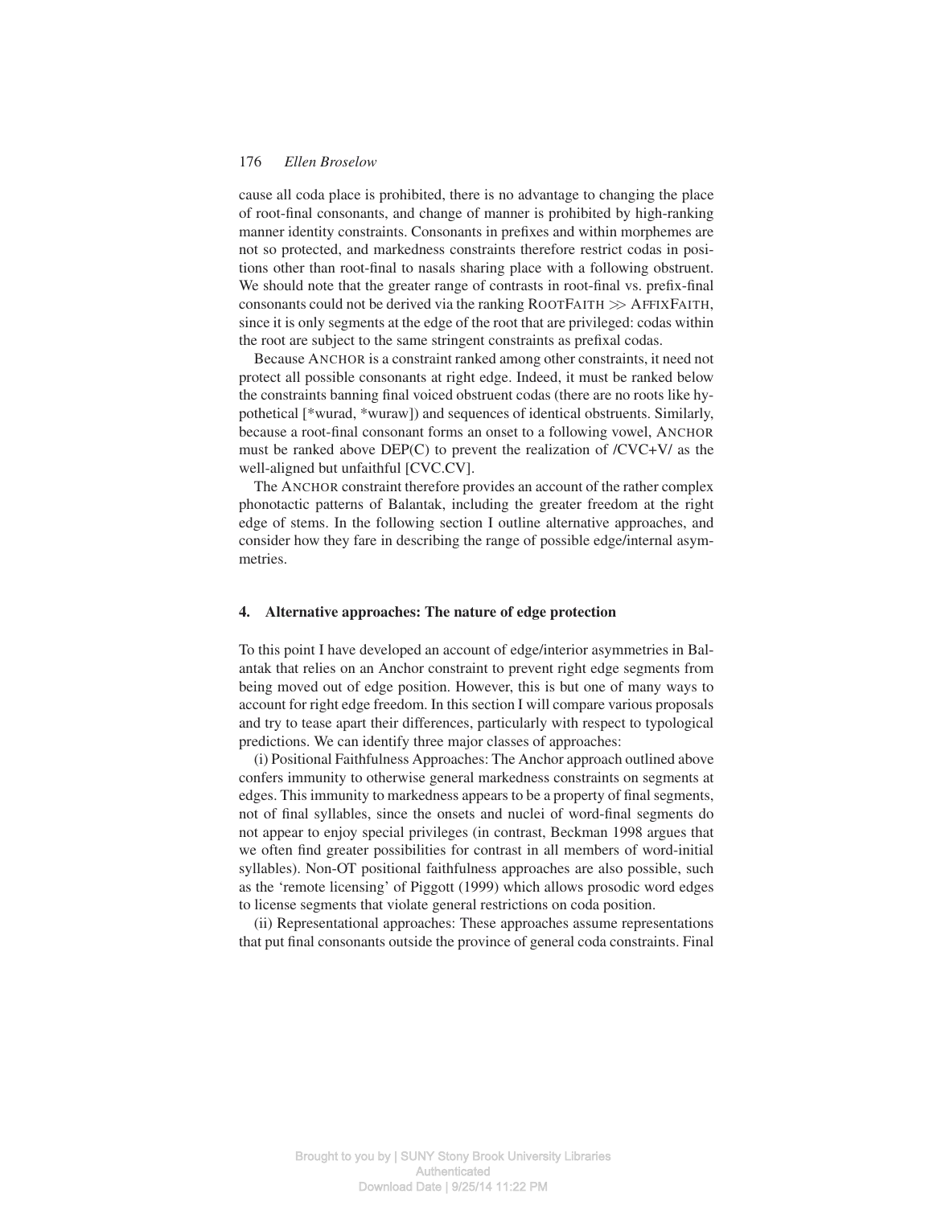cause all coda place is prohibited, there is no advantage to changing the place of root-final consonants, and change of manner is prohibited by high-ranking manner identity constraints. Consonants in prefixes and within morphemes are not so protected, and markedness constraints therefore restrict codas in positions other than root-final to nasals sharing place with a following obstruent. We should note that the greater range of contrasts in root-final vs. prefix-final consonants could not be derived via the ranking ROOTFAITH ≫ AFFIXFAITH, since it is only segments at the edge of the root that are privileged: codas within the root are subject to the same stringent constraints as prefixal codas.

Because ANCHOR is a constraint ranked among other constraints, it need not protect all possible consonants at right edge. Indeed, it must be ranked below the constraints banning final voiced obstruent codas (there are no roots like hypothetical [*wurad, *wuraw]) and sequences of identical obstruents. Similarly, because a root-final consonant forms an onset to a following vowel, ANCHOR must be ranked above DEP(C) to prevent the realization of /CVC+V/ as the well-aligned but unfaithful [CVC.CV].

The ANCHOR constraint therefore provides an account of the rather complex phonotactic patterns of Balantak, including the greater freedom at the right edge of stems. In the following section I outline alternative approaches, and consider how they fare in describing the range of possible edge/internal asymmetries.

## 4. Alternative approaches: The nature of edge protection

To this point I have developed an account of edge/interior asymmetries in Balantak that relies on an Anchor constraint to prevent right edge segments from being moved out of edge position. However, this is but one of many ways to account for right edge freedom. In this section I will compare various proposals and try to tease apart their differences, particularly with respect to typological predictions. We can identify three major classes of approaches:

(i) Positional Faithfulness Approaches: The Anchor approach outlined above confers immunity to otherwise general markedness constraints on segments at edges. This immunity to markedness appears to be a property of final segments, not of final syllables, since the onsets and nuclei of word-final segments do not appear to enjoy special privileges (in contrast, Beckman 1998 argues that we often find greater possibilities for contrast in all members of word-initial syllables). Non-OT positional faithfulness approaches are also possible, such as the 'remote licensing' of Piggott (1999) which allows prosodic word edges to license segments that violate general restrictions on coda position.

(ii) Representational approaches: These approaches assume representations that put final consonants outside the province of general coda constraints. Final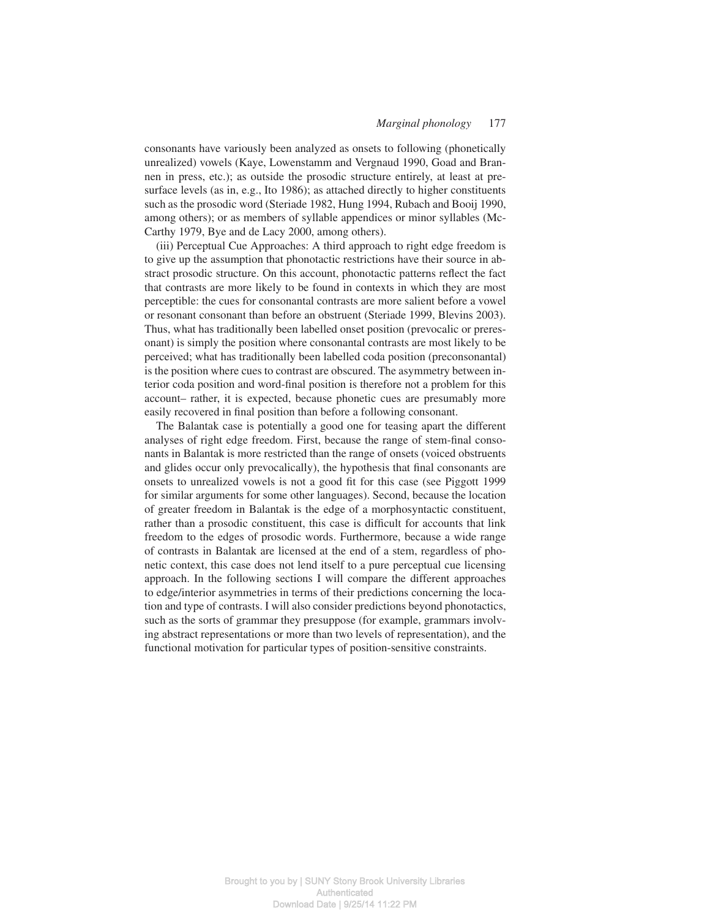consonants have variously been analyzed as onsets to following (phonetically unrealized) vowels (Kaye, Lowenstamm and Vergnaud 1990, Goad and Brannen in press, etc.); as outside the prosodic structure entirely, at least at presurface levels (as in, e.g., Ito 1986); as attached directly to higher constituents such as the prosodic word (Steriade 1982, Hung 1994, Rubach and Booij 1990, among others); or as members of syllable appendices or minor syllables (McCarthy 1979, Bye and de Lacy 2000, among others).

(iii) Perceptual Cue Approaches: A third approach to right edge freedom is to give up the assumption that phonotactic restrictions have their source in abstract prosodic structure. On this account, phonotactic patterns reflect the fact that contrasts are more likely to be found in contexts in which they are most perceptible: the cues for consonantal contrasts are more salient before a vowel or resonant consonant than before an obstruent (Steriade 1999, Blevins 2003). Thus, what has traditionally been labelled onset position (prevocalic or preresonant) is simply the position where consonantal contrasts are most likely to be perceived; what has traditionally been labelled coda position (preconsonantal) is the position where cues to contrast are obscured. The asymmetry between interior coda position and word-final position is therefore not a problem for this account– rather, it is expected, because phonetic cues are presumably more easily recovered in final position than before a following consonant.

The Balantak case is potentially a good one for teasing apart the different analyses of right edge freedom. First, because the range of stem-final consonants in Balantak is more restricted than the range of onsets (voiced obstruents and glides occur only prevocalically), the hypothesis that final consonants are onsets to unrealized vowels is not a good fit for this case (see Piggott 1999 for similar arguments for some other languages). Second, because the location of greater freedom in Balantak is the edge of a morphosyntactic constituent, rather than a prosodic constituent, this case is difficult for accounts that link freedom to the edges of prosodic words. Furthermore, because a wide range of contrasts in Balantak are licensed at the end of a stem, regardless of phonetic context, this case does not lend itself to a pure perceptual cue licensing approach. In the following sections I will compare the different approaches to edge/interior asymmetries in terms of their predictions concerning the location and type of contrasts. I will also consider predictions beyond phonotactics, such as the sorts of grammar they presuppose (for example, grammars involving abstract representations or more than two levels of representation), and the functional motivation for particular types of position-sensitive constraints.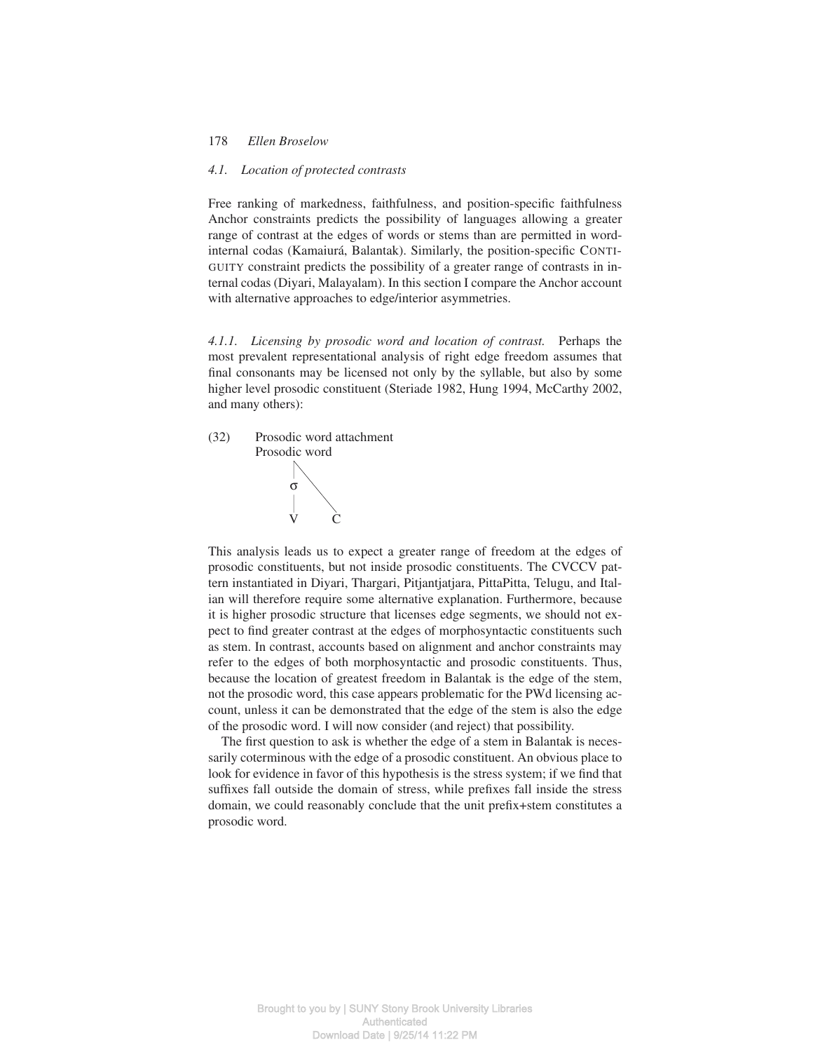### *4.1. Location of protected contrasts*

Free ranking of markedness, faithfulness, and position-specific faithfulness Anchor constraints predicts the possibility of languages allowing a greater range of contrast at the edges of words or stems than are permitted in word-internal codas (Kamaiurá, Balantak). Similarly, the position-specific CONTIGUITY constraint predicts the possibility of a greater range of contrasts in internal codas (Diyari, Malayalam). In this section I compare the Anchor account with alternative approaches to edge/interior asymmetries.

*4.1.1. Licensing by prosodic word and location of contrast.* Perhaps the most prevalent representational analysis of right edge freedom assumes that final consonants may be licensed not only by the syllable, but also by some higher level prosodic constituent (Steriade 1982, Hung 1994, McCarthy 2002, and many others):

(32) Prosodic word attachment

```
Prosodic word
  |  \
  σ   \
  |    \
  V     C
```

This analysis leads us to expect a greater range of freedom at the edges of prosodic constituents, but not inside prosodic constituents. The CVCCV pattern instantiated in Diyari, Thargari, Pitjantjatjara, PittaPitta, Telugu, and Italian will therefore require some alternative explanation. Furthermore, because it is higher prosodic structure that licenses edge segments, we should not expect to find greater contrast at the edges of morphosyntactic constituents such as stem. In contrast, accounts based on alignment and anchor constraints may refer to the edges of both morphosyntactic and prosodic constituents. Thus, because the location of greatest freedom in Balantak is the edge of the stem, not the prosodic word, this case appears problematic for the PWd licensing account, unless it can be demonstrated that the edge of the stem is also the edge of the prosodic word. I will now consider (and reject) that possibility.

The first question to ask is whether the edge of a stem in Balantak is necessarily coterminous with the edge of a prosodic constituent. An obvious place to look for evidence in favor of this hypothesis is the stress system; if we find that suffixes fall outside the domain of stress, while prefixes fall inside the stress domain, we could reasonably conclude that the unit prefix+stem constitutes a prosodic word.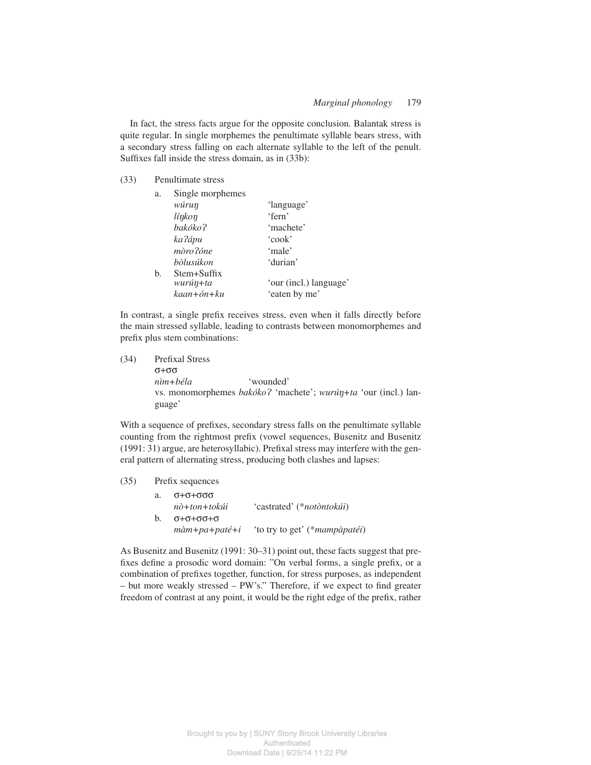In fact, the stress facts argue for the opposite conclusion. Balantak stress is quite regular. In single morphemes the penultimate syllable bears stress, with a secondary stress falling on each alternate syllable to the left of the penult. Suffixes fall inside the stress domain, as in (33b):

(33) Penultimate stress

a. Single morphemes

| | |
|---|---|
| *wúruŋ* | 'language' |
| *líŋkoŋ* | 'fern' |
| *bakókoʔ* | 'machete' |
| *kaʔápu* | 'cook' |
| *mòroʔóne* | 'male' |
| *bòlusúkon* | 'durian' |

b. Stem+Suffix

| | |
|---|---|
| *wurúŋ+ta* | 'our (incl.) language' |
| *kaan+ón+ku* | 'eaten by me' |

In contrast, a single prefix receives stress, even when it falls directly before the main stressed syllable, leading to contrasts between monomorphemes and prefix plus stem combinations:

(34) Prefixal Stress
σ+σσ
*nìm+béla* 'wounded'
vs. monomorphemes *bakókoʔ* 'machete'; *wurúŋ+ta* 'our (incl.) language'

With a sequence of prefixes, secondary stress falls on the penultimate syllable counting from the rightmost prefix (vowel sequences, Busenitz and Busenitz (1991: 31) argue, are heterosyllabic). Prefixal stress may interfere with the general pattern of alternating stress, producing both clashes and lapses:

(35) Prefix sequences

a. σ+σ+σσσ
*nò+ton+tokúi* 'castrated' (\**notòntokúi*)

b. σ+σ+σσ+σ
*màm+pa+paté+i* 'to try to get' (\**mampàpatéi*)

As Busenitz and Busenitz (1991: 30–31) point out, these facts suggest that prefixes define a prosodic word domain: "On verbal forms, a single prefix, or a combination of prefixes together, function, for stress purposes, as independent – but more weakly stressed – PW's." Therefore, if we expect to find greater freedom of contrast at any point, it would be the right edge of the prefix, rather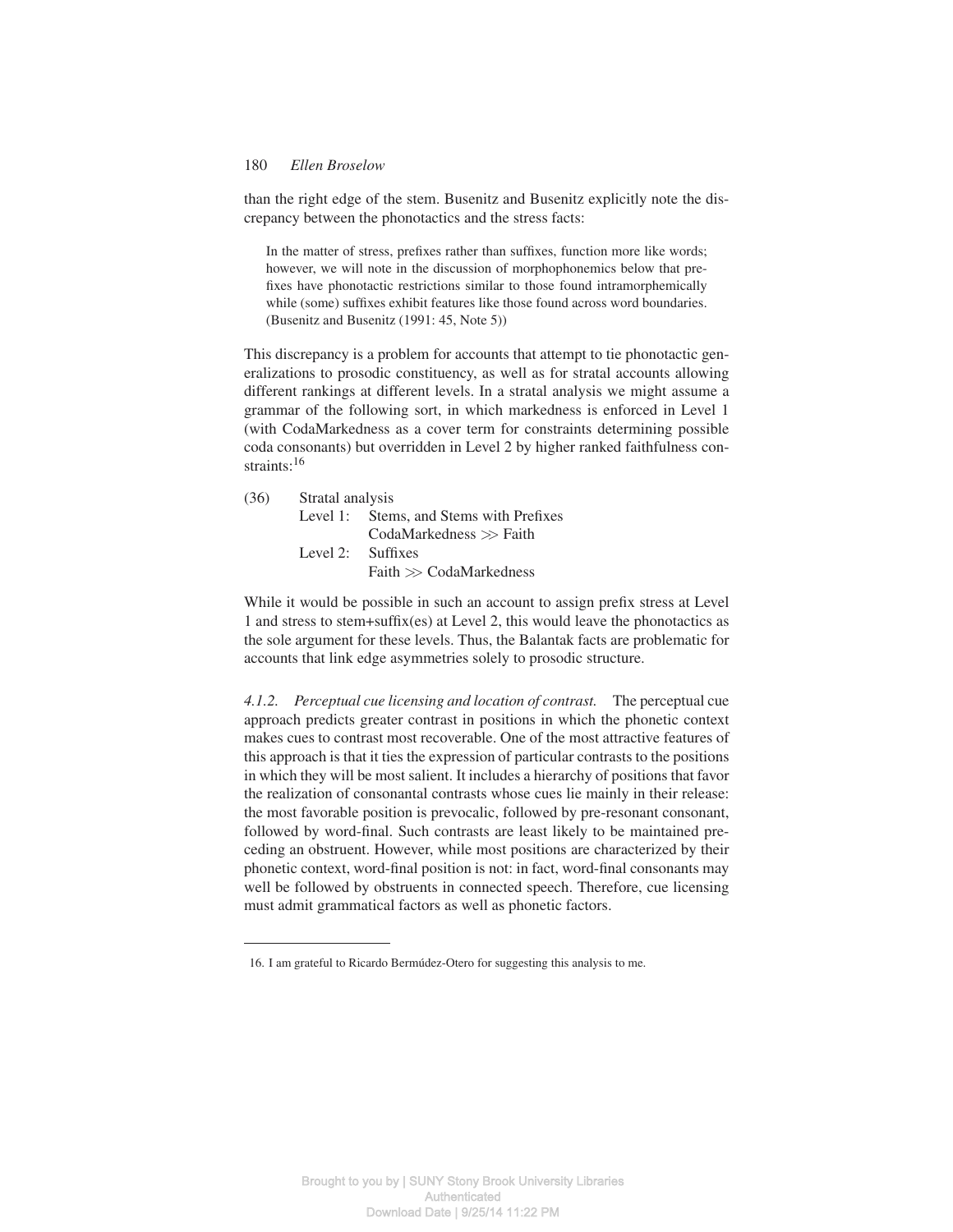than the right edge of the stem. Busenitz and Busenitz explicitly note the discrepancy between the phonotactics and the stress facts:

> In the matter of stress, prefixes rather than suffixes, function more like words; however, we will note in the discussion of morphophonemics below that prefixes have phonotactic restrictions similar to those found intramorphemically while (some) suffixes exhibit features like those found across word boundaries. (Busenitz and Busenitz (1991: 45, Note 5))

This discrepancy is a problem for accounts that attempt to tie phonotactic generalizations to prosodic constituency, as well as for stratal accounts allowing different rankings at different levels. In a stratal analysis we might assume a grammar of the following sort, in which markedness is enforced in Level 1 (with CodaMarkedness as a cover term for constraints determining possible coda consonants) but overridden in Level 2 by higher ranked faithfulness constraints:[16]

(36) Stratal analysis

Level 1: Stems, and Stems with Prefixes
CodaMarkedness ≫ Faith

Level 2: Suffixes
Faith ≫ CodaMarkedness

While it would be possible in such an account to assign prefix stress at Level 1 and stress to stem+suffix(es) at Level 2, this would leave the phonotactics as the sole argument for these levels. Thus, the Balantak facts are problematic for accounts that link edge asymmetries solely to prosodic structure.

*4.1.2. Perceptual cue licensing and location of contrast.* The perceptual cue approach predicts greater contrast in positions in which the phonetic context makes cues to contrast most recoverable. One of the most attractive features of this approach is that it ties the expression of particular contrasts to the positions in which they will be most salient. It includes a hierarchy of positions that favor the realization of consonantal contrasts whose cues lie mainly in their release: the most favorable position is prevocalic, followed by pre-resonant consonant, followed by word-final. Such contrasts are least likely to be maintained preceding an obstruent. However, while most positions are characterized by their phonetic context, word-final position is not: in fact, word-final consonants may well be followed by obstruents in connected speech. Therefore, cue licensing must admit grammatical factors as well as phonetic factors.

---

16. I am grateful to Ricardo Bermúdez-Otero for suggesting this analysis to me.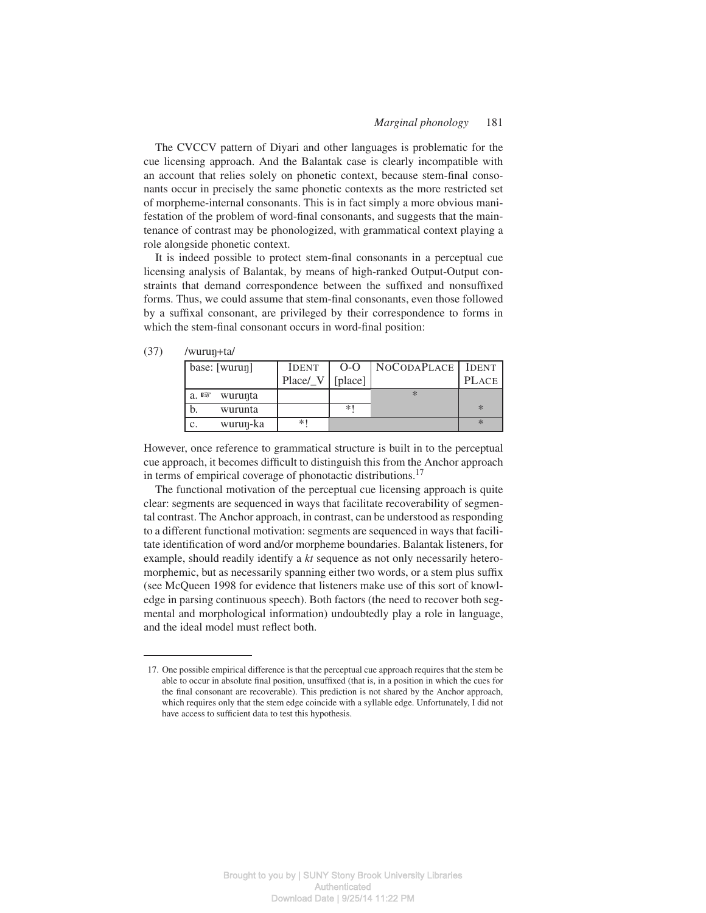The CVCCV pattern of Diyari and other languages is problematic for the cue licensing approach. And the Balantak case is clearly incompatible with an account that relies solely on phonetic context, because stem-final consonants occur in precisely the same phonetic contexts as the more restricted set of morpheme-internal consonants. This is in fact simply a more obvious manifestation of the problem of word-final consonants, and suggests that the maintenance of contrast may be phonologized, with grammatical context playing a role alongside phonetic context.

It is indeed possible to protect stem-final consonants in a perceptual cue licensing analysis of Balantak, by means of high-ranked Output-Output constraints that demand correspondence between the suffixed and nonsuffixed forms. Thus, we could assume that stem-final consonants, even those followed by a suffixal consonant, are privileged by their correspondence to forms in which the stem-final consonant occurs in word-final position:

(37) /wuruŋ+ta/

| base: [wuruŋ] | IDENT Place/_V | O-O [place] | NOCODAPLACE | IDENT PLACE |
|---|---|---|---|---|
| a. ☞ wuruŋta | | | * | |
| b. wurunta | | *! | | * |
| c. wuruŋ-ka | *! | | | * |

However, once reference to grammatical structure is built in to the perceptual cue approach, it becomes difficult to distinguish this from the Anchor approach in terms of empirical coverage of phonotactic distributions.[17]

The functional motivation of the perceptual cue licensing approach is quite clear: segments are sequenced in ways that facilitate recoverability of segmental contrast. The Anchor approach, in contrast, can be understood as responding to a different functional motivation: segments are sequenced in ways that facilitate identification of word and/or morpheme boundaries. Balantak listeners, for example, should readily identify a *kt* sequence as not only necessarily heteromorphemic, but as necessarily spanning either two words, or a stem plus suffix (see McQueen 1998 for evidence that listeners make use of this sort of knowledge in parsing continuous speech). Both factors (the need to recover both segmental and morphological information) undoubtedly play a role in language, and the ideal model must reflect both.

---

17. One possible empirical difference is that the perceptual cue approach requires that the stem be able to occur in absolute final position, unsuffixed (that is, in a position in which the cues for the final consonant are recoverable). This prediction is not shared by the Anchor approach, which requires only that the stem edge coincide with a syllable edge. Unfortunately, I did not have access to sufficient data to test this hypothesis.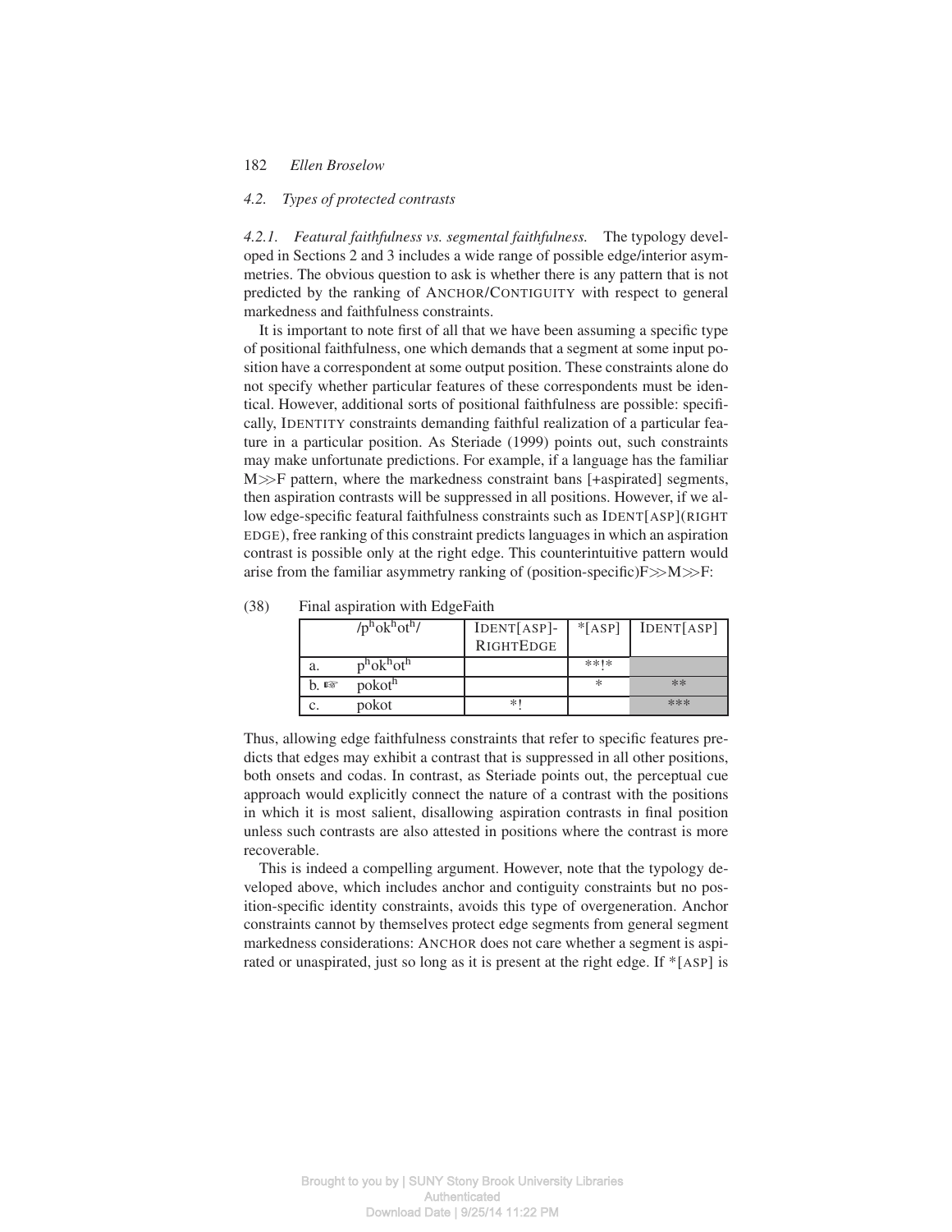### 4.2. *Types of protected contrasts*

*4.2.1. Featural faithfulness vs. segmental faithfulness.* The typology developed in Sections 2 and 3 includes a wide range of possible edge/interior asymmetries. The obvious question to ask is whether there is any pattern that is not predicted by the ranking of ANCHOR/CONTIGUITY with respect to general markedness and faithfulness constraints.

It is important to note first of all that we have been assuming a specific type of positional faithfulness, one which demands that a segment at some input position have a correspondent at some output position. These constraints alone do not specify whether particular features of these correspondents must be identical. However, additional sorts of positional faithfulness are possible: specifically, IDENTITY constraints demanding faithful realization of a particular feature in a particular position. As Steriade (1999) points out, such constraints may make unfortunate predictions. For example, if a language has the familiar M≫F pattern, where the markedness constraint bans [+aspirated] segments, then aspiration contrasts will be suppressed in all positions. However, if we allow edge-specific featural faithfulness constraints such as IDENT[ASP](RIGHT EDGE), free ranking of this constraint predicts languages in which an aspiration contrast is possible only at the right edge. This counterintuitive pattern would arise from the familiar asymmetry ranking of (position-specific)F≫M≫F:

(38) Final aspiration with EdgeFaith

| | /pʰokʰotʰ/ | IDENT[ASP]-RIGHTEDGE | *[ASP] | IDENT[ASP] |
|---|---|---|---|---|
| a. | pʰokʰotʰ | | **!* | |
| b. ☞ | pokotʰ | | * | ** |
| c. | pokot | *! | | *** |

Thus, allowing edge faithfulness constraints that refer to specific features predicts that edges may exhibit a contrast that is suppressed in all other positions, both onsets and codas. In contrast, as Steriade points out, the perceptual cue approach would explicitly connect the nature of a contrast with the positions in which it is most salient, disallowing aspiration contrasts in final position unless such contrasts are also attested in positions where the contrast is more recoverable.

This is indeed a compelling argument. However, note that the typology developed above, which includes anchor and contiguity constraints but no position-specific identity constraints, avoids this type of overgeneration. Anchor constraints cannot by themselves protect edge segments from general segment markedness considerations: ANCHOR does not care whether a segment is aspirated or unaspirated, just so long as it is present at the right edge. If *[ASP] is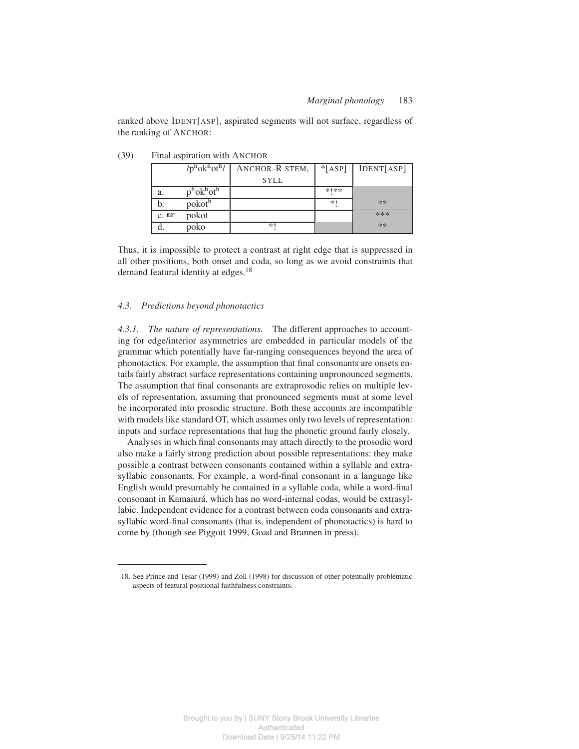ranked above IDENT[ASP], aspirated segments will not surface, regardless of the ranking of ANCHOR:

(39) Final aspiration with ANCHOR

| | /pʰokʰotʰ/ | ANCHOR-R STEM, SYLL | *[ASP] | IDENT[ASP] |
|---|---|---|---|---|
| a. | pʰokʰotʰ | | *!** | |
| b. | pokotʰ | | *! | ** |
| c. ☞ | pokot | | | *** |
| d. | poko | *! | | ** |

Thus, it is impossible to protect a contrast at right edge that is suppressed in all other positions, both onset and coda, so long as we avoid constraints that demand featural identity at edges.[18]

### *4.3. Predictions beyond phonotactics*

*4.3.1. The nature of representations.* The different approaches to accounting for edge/interior asymmetries are embedded in particular models of the grammar which potentially have far-ranging consequences beyond the area of phonotactics. For example, the assumption that final consonants are onsets entails fairly abstract surface representations containing unpronounced segments. The assumption that final consonants are extraprosodic relies on multiple levels of representation, assuming that pronounced segments must at some level be incorporated into prosodic structure. Both these accounts are incompatible with models like standard OT, which assumes only two levels of representation: inputs and surface representations that hug the phonetic ground fairly closely.

Analyses in which final consonants may attach directly to the prosodic word also make a fairly strong prediction about possible representations: they make possible a contrast between consonants contained within a syllable and extrasyllabic consonants. For example, a word-final consonant in a language like English would presumably be contained in a syllable coda, while a word-final consonant in Kamaiurá, which has no word-internal codas, would be extrasyllabic. Independent evidence for a contrast between coda consonants and extrasyllabic word-final consonants (that is, independent of phonotactics) is hard to come by (though see Piggott 1999, Goad and Brannen in press).

---

18. See Prince and Tesar (1999) and Zoll (1998) for discussion of other potentially problematic aspects of featural positional faithfulness constraints.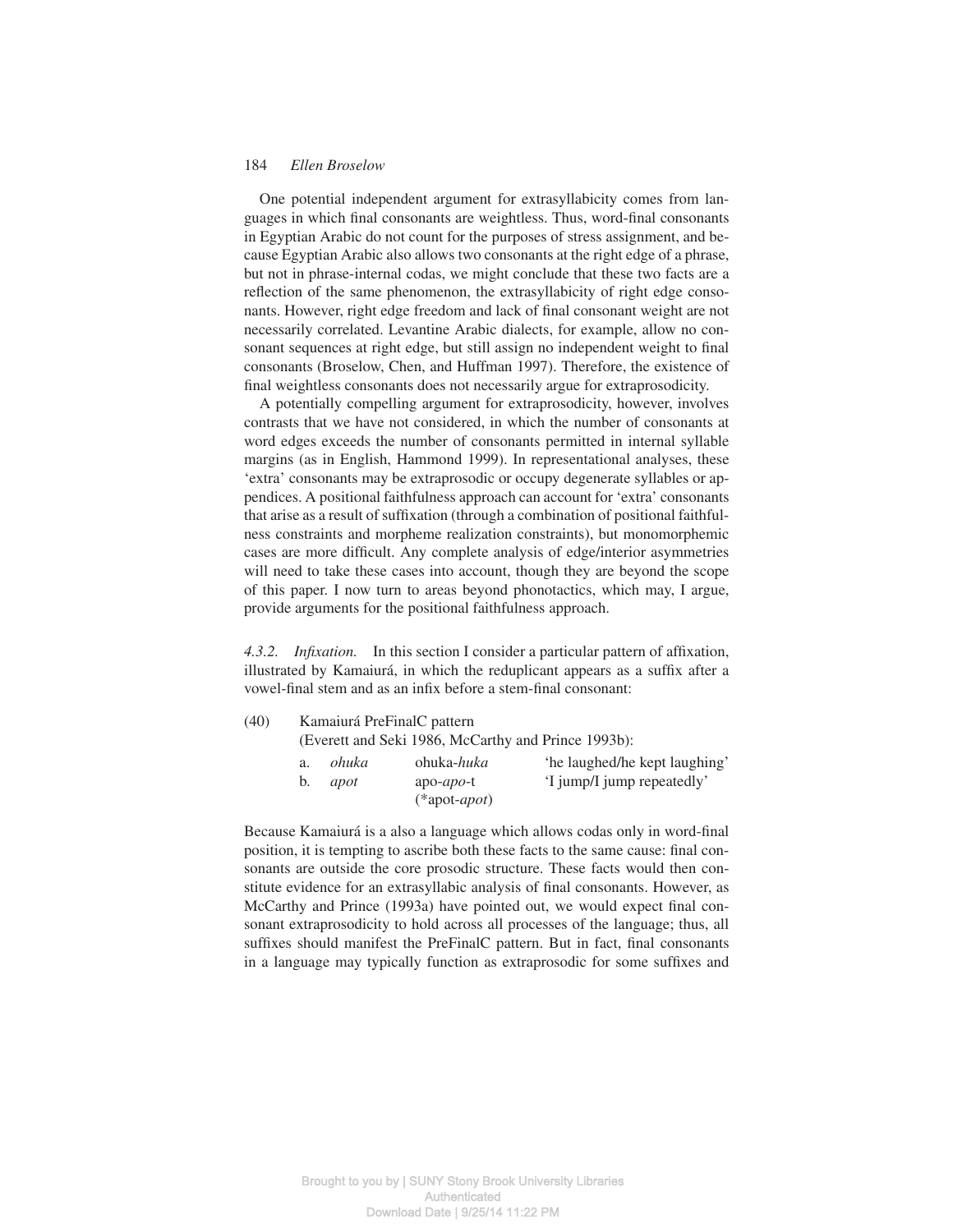One potential independent argument for extrasyllabicity comes from languages in which final consonants are weightless. Thus, word-final consonants in Egyptian Arabic do not count for the purposes of stress assignment, and because Egyptian Arabic also allows two consonants at the right edge of a phrase, but not in phrase-internal codas, we might conclude that these two facts are a reflection of the same phenomenon, the extrasyllabicity of right edge consonants. However, right edge freedom and lack of final consonant weight are not necessarily correlated. Levantine Arabic dialects, for example, allow no consonant sequences at right edge, but still assign no independent weight to final consonants (Broselow, Chen, and Huffman 1997). Therefore, the existence of final weightless consonants does not necessarily argue for extraprosodicity.

A potentially compelling argument for extraprosodicity, however, involves contrasts that we have not considered, in which the number of consonants at word edges exceeds the number of consonants permitted in internal syllable margins (as in English, Hammond 1999). In representational analyses, these 'extra' consonants may be extraprosodic or occupy degenerate syllables or appendices. A positional faithfulness approach can account for 'extra' consonants that arise as a result of suffixation (through a combination of positional faithfulness constraints and morpheme realization constraints), but monomorphemic cases are more difficult. Any complete analysis of edge/interior asymmetries will need to take these cases into account, though they are beyond the scope of this paper. I now turn to areas beyond phonotactics, which may, I argue, provide arguments for the positional faithfulness approach.

*4.3.2. Infixation.* In this section I consider a particular pattern of affixation, illustrated by Kamaiurá, in which the reduplicant appears as a suffix after a vowel-final stem and as an infix before a stem-final consonant:

(40) Kamaiurá PreFinalC pattern
(Everett and Seki 1986, McCarthy and Prince 1993b):

| | | | |
|---|---|---|---|
| a. | *ohuka* | ohuka-*huka* | 'he laughed/he kept laughing' |
| b. | *apot* | apo-*apo*-t<br>(*apot-*apot*) | 'I jump/I jump repeatedly' |

Because Kamaiurá is a also a language which allows codas only in word-final position, it is tempting to ascribe both these facts to the same cause: final consonants are outside the core prosodic structure. These facts would then constitute evidence for an extrasyllabic analysis of final consonants. However, as McCarthy and Prince (1993a) have pointed out, we would expect final consonant extraprosodicity to hold across all processes of the language; thus, all suffixes should manifest the PreFinalC pattern. But in fact, final consonants in a language may typically function as extraprosodic for some suffixes and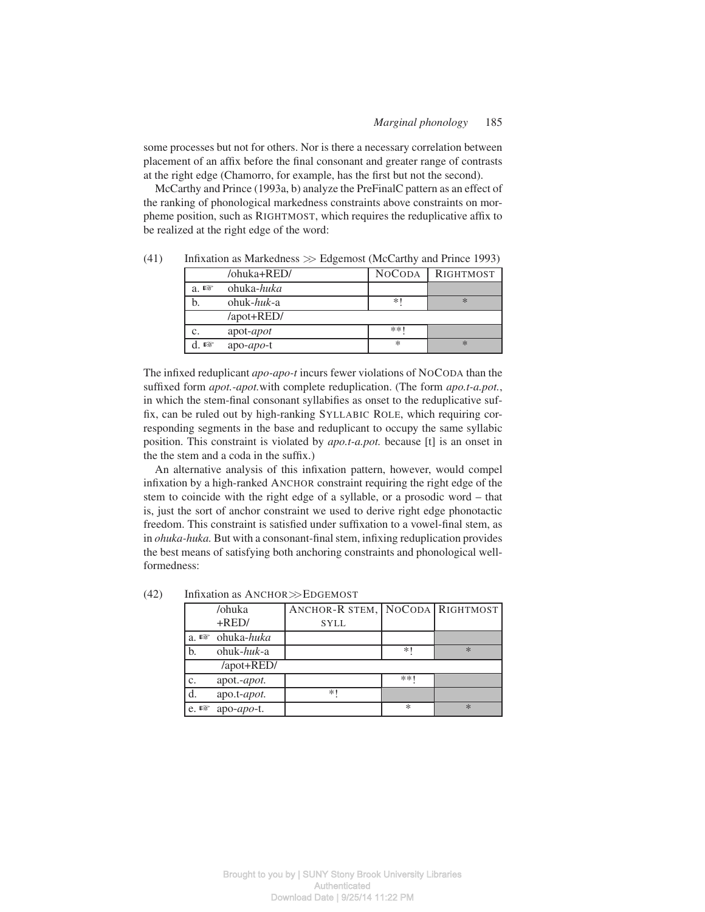some processes but not for others. Nor is there a necessary correlation between placement of an affix before the final consonant and greater range of contrasts at the right edge (Chamorro, for example, has the first but not the second).

McCarthy and Prince (1993a, b) analyze the PreFinalC pattern as an effect of the ranking of phonological markedness constraints above constraints on morpheme position, such as RIGHTMOST, which requires the reduplicative affix to be realized at the right edge of the word:

(41) Infixation as Markedness ≫ Edgemost (McCarthy and Prince 1993)

| | /ohuka+RED/ | NOCODA | RIGHTMOST |
|---|---|---|---|
| a. ☞ | ohuka-*huka* | | |
| b. | ohuk-*huk*-a | *! | * |
| | /apot+RED/ | | |
| c. | apot-*apot* | **! | |
| d. ☞ | apo-*apo*-t | * | * |

The infixed reduplicant *apo-apo-t* incurs fewer violations of NOCODA than the suffixed form *apot.-apot.*with complete reduplication. (The form *apo.t-a.pot.*, in which the stem-final consonant syllabifies as onset to the reduplicative suffix, can be ruled out by high-ranking SYLLABIC ROLE, which requiring corresponding segments in the base and reduplicant to occupy the same syllabic position. This constraint is violated by *apo.t-a.pot.* because [t] is an onset in the the stem and a coda in the suffix.)

An alternative analysis of this infixation pattern, however, would compel infixation by a high-ranked ANCHOR constraint requiring the right edge of the stem to coincide with the right edge of a syllable, or a prosodic word – that is, just the sort of anchor constraint we used to derive right edge phonotactic freedom. This constraint is satisfied under suffixation to a vowel-final stem, as in *ohuka-huka.* But with a consonant-final stem, infixing reduplication provides the best means of satisfying both anchoring constraints and phonological well-formedness:

(42) Infixation as ANCHOR≫EDGEMOST

| | /ohuka +RED/ | ANCHOR-R STEM, SYLL | NOCODA | RIGHTMOST |
|---|---|---|---|---|
| a. ☞ | ohuka-*huka* | | | |
| b. | ohuk-*huk*-a | | *! | * |
| | /apot+RED/ | | | |
| c. | apot.-*apot.* | | **! | |
| d. | apo.t-*apot.* | *! | | |
| e. ☞ | apo-*apo*-t. | | * | * |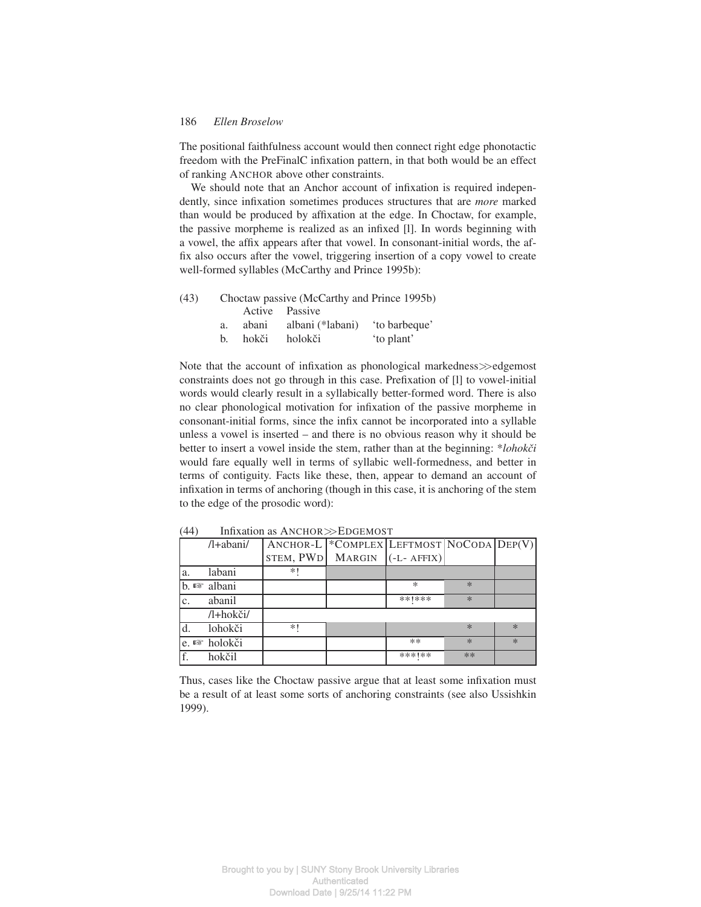The positional faithfulness account would then connect right edge phonotactic freedom with the PreFinalC infixation pattern, in that both would be an effect of ranking ANCHOR above other constraints.

We should note that an Anchor account of infixation is required independently, since infixation sometimes produces structures that are *more* marked than would be produced by affixation at the edge. In Choctaw, for example, the passive morpheme is realized as an infixed [l]. In words beginning with a vowel, the affix appears after that vowel. In consonant-initial words, the affix also occurs after the vowel, triggering insertion of a copy vowel to create well-formed syllables (McCarthy and Prince 1995b):

(43) Choctaw passive (McCarthy and Prince 1995b)

| | Active | Passive | |
|---|---|---|---|
| a. | abani | albani (*labani) | 'to barbeque' |
| b. | hokči | holokči | 'to plant' |

Note that the account of infixation as phonological markedness≫edgemost constraints does not go through in this case. Prefixation of [l] to vowel-initial words would clearly result in a syllabically better-formed word. There is also no clear phonological motivation for infixation of the passive morpheme in consonant-initial forms, since the infix cannot be incorporated into a syllable unless a vowel is inserted – and there is no obvious reason why it should be better to insert a vowel inside the stem, rather than at the beginning: **lohokči* would fare equally well in terms of syllabic well-formedness, and better in terms of contiguity. Facts like these, then, appear to demand an account of infixation in terms of anchoring (though in this case, it is anchoring of the stem to the edge of the prosodic word):

(44) Infixation as ANCHOR≫EDGEMOST

| | /l+abani/ | ANCHOR-L STEM, PWD | *COMPLEX MARGIN | LEFTMOST (-L- AFFIX) | NOCODA | DEP(V) |
|---|---|---|---|---|---|---|
| a. | labani | *! | | | | |
| b. ☞ | albani | | | * | * | |
| c. | abanil | | | **!*** | * | |
| | /l+hokči/ | | | | | |
| d. | lohokči | *! | | | * | * |
| e. ☞ | holokči | | | ** | * | * |
| f. | hokčil | | | ***!** | ** | |

Thus, cases like the Choctaw passive argue that at least some infixation must be a result of at least some sorts of anchoring constraints (see also Ussishkin 1999).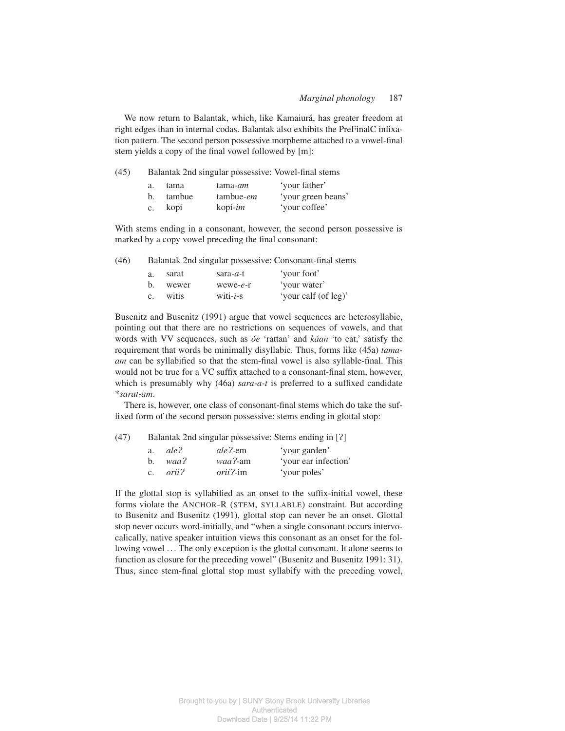We now return to Balantak, which, like Kamaiurá, has greater freedom at right edges than in internal codas. Balantak also exhibits the PreFinalC infixation pattern. The second person possessive morpheme attached to a vowel-final stem yields a copy of the final vowel followed by [m]:

(45) Balantak 2nd singular possessive: Vowel-final stems

| | | | |
|---|---|---|---|
| a. | tama | tama-*am* | 'your father' |
| b. | tambue | tambue-*em* | 'your green beans' |
| c. | kopi | kopi-*im* | 'your coffee' |

With stems ending in a consonant, however, the second person possessive is marked by a copy vowel preceding the final consonant:

(46) Balantak 2nd singular possessive: Consonant-final stems

| | | | |
|---|---|---|---|
| a. | sarat | sara-*a*-t | 'your foot' |
| b. | wewer | wewe-*e*-r | 'your water' |
| c. | witis | witi-*i*-s | 'your calf (of leg)' |

Busenitz and Busenitz (1991) argue that vowel sequences are heterosyllabic, pointing out that there are no restrictions on sequences of vowels, and that words with VV sequences, such as *óe* 'rattan' and *káan* 'to eat,' satisfy the requirement that words be minimally disyllabic. Thus, forms like (45a) *tama-am* can be syllabified so that the stem-final vowel is also syllable-final. This would not be true for a VC suffix attached to a consonant-final stem, however, which is presumably why (46a) *sara-a-t* is preferred to a suffixed candidate \**sarat-am*.

There is, however, one class of consonant-final stems which do take the suffixed form of the second person possessive: stems ending in glottal stop:

(47) Balantak 2nd singular possessive: Stems ending in [ʔ]

| | | | |
|---|---|---|---|
| a. | *aleʔ* | *aleʔ*-em | 'your garden' |
| b. | *waaʔ* | *waaʔ*-am | 'your ear infection' |
| c. | *oriiʔ* | *oriiʔ*-im | 'your poles' |

If the glottal stop is syllabified as an onset to the suffix-initial vowel, these forms violate the ANCHOR-R (STEM, SYLLABLE) constraint. But according to Busenitz and Busenitz (1991), glottal stop can never be an onset. Glottal stop never occurs word-initially, and "when a single consonant occurs intervocalically, native speaker intuition views this consonant as an onset for the following vowel ... The only exception is the glottal consonant. It alone seems to function as closure for the preceding vowel" (Busenitz and Busenitz 1991: 31). Thus, since stem-final glottal stop must syllabify with the preceding vowel,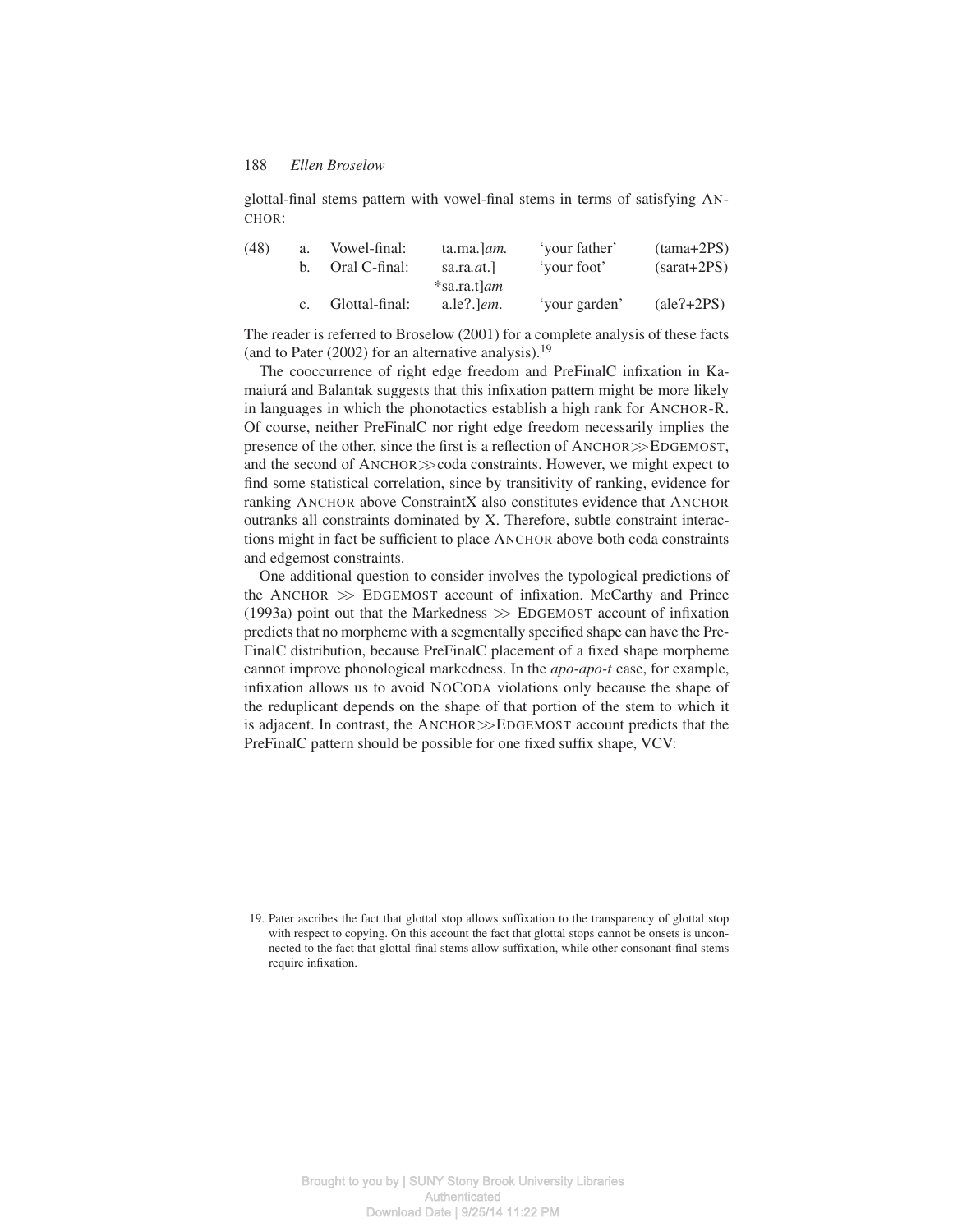glottal-final stems pattern with vowel-final stems in terms of satisfying ANCHOR:

| (48) | a. | Vowel-final: | ta.ma.]*am.* | 'your father' | (tama+2PS) |
|---|---|---|---|---|---|
| | b. | Oral C-final: | sa.ra.*a*t.] | 'your foot' | (sarat+2PS) |
| | | | *sa.ra.t]*am* | | |
| | c. | Glottal-final: | a.leʔ.]*em.* | 'your garden' | (aleʔ+2PS) |

The reader is referred to Broselow (2001) for a complete analysis of these facts (and to Pater (2002) for an alternative analysis).[19]

The cooccurrence of right edge freedom and PreFinalC infixation in Kamaiurá and Balantak suggests that this infixation pattern might be more likely in languages in which the phonotactics establish a high rank for ANCHOR-R. Of course, neither PreFinalC nor right edge freedom necessarily implies the presence of the other, since the first is a reflection of ANCHOR≫EDGEMOST, and the second of ANCHOR≫coda constraints. However, we might expect to find some statistical correlation, since by transitivity of ranking, evidence for ranking ANCHOR above ConstraintX also constitutes evidence that ANCHOR outranks all constraints dominated by X. Therefore, subtle constraint interactions might in fact be sufficient to place ANCHOR above both coda constraints and edgemost constraints.

One additional question to consider involves the typological predictions of the ANCHOR ≫ EDGEMOST account of infixation. McCarthy and Prince (1993a) point out that the Markedness ≫ EDGEMOST account of infixation predicts that no morpheme with a segmentally specified shape can have the PreFinalC distribution, because PreFinalC placement of a fixed shape morpheme cannot improve phonological markedness. In the *apo-apo-t* case, for example, infixation allows us to avoid NOCODA violations only because the shape of the reduplicant depends on the shape of that portion of the stem to which it is adjacent. In contrast, the ANCHOR≫EDGEMOST account predicts that the PreFinalC pattern should be possible for one fixed suffix shape, VCV:

---

19. Pater ascribes the fact that glottal stop allows suffixation to the transparency of glottal stop with respect to copying. On this account the fact that glottal stops cannot be onsets is unconnected to the fact that glottal-final stems allow suffixation, while other consonant-final stems require infixation.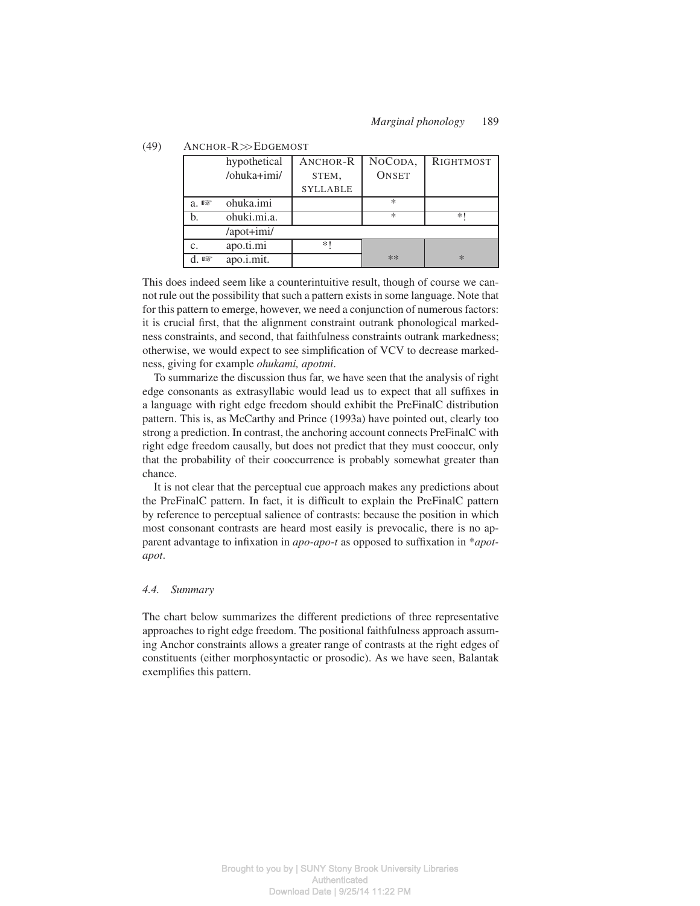(49) ANCHOR-R≫EDGEMOST

| | hypothetical /ohuka+imi/ | ANCHOR-R STEM, SYLLABLE | NOCODA, ONSET | RIGHTMOST |
|---|---|---|---|---|
| a. ☞ | ohuka.imi | | * | |
| b. | ohuki.mi.a. | | * | *! |
| | /apot+imi/ | | | |
| c. | apo.ti.mi | *! | | |
| d. ☞ | apo.i.mit. | | ** | * |

This does indeed seem like a counterintuitive result, though of course we cannot rule out the possibility that such a pattern exists in some language. Note that for this pattern to emerge, however, we need a conjunction of numerous factors: it is crucial first, that the alignment constraint outrank phonological markedness constraints, and second, that faithfulness constraints outrank markedness; otherwise, we would expect to see simplification of VCV to decrease markedness, giving for example *ohukami, apotmi*.

To summarize the discussion thus far, we have seen that the analysis of right edge consonants as extrasyllabic would lead us to expect that all suffixes in a language with right edge freedom should exhibit the PreFinalC distribution pattern. This is, as McCarthy and Prince (1993a) have pointed out, clearly too strong a prediction. In contrast, the anchoring account connects PreFinalC with right edge freedom causally, but does not predict that they must cooccur, only that the probability of their cooccurrence is probably somewhat greater than chance.

It is not clear that the perceptual cue approach makes any predictions about the PreFinalC pattern. In fact, it is difficult to explain the PreFinalC pattern by reference to perceptual salience of contrasts: because the position in which most consonant contrasts are heard most easily is prevocalic, there is no apparent advantage to infixation in *apo-apo-t* as opposed to suffixation in \**apot-apot*.

### *4.4. Summary*

The chart below summarizes the different predictions of three representative approaches to right edge freedom. The positional faithfulness approach assuming Anchor constraints allows a greater range of contrasts at the right edges of constituents (either morphosyntactic or prosodic). As we have seen, Balantak exemplifies this pattern.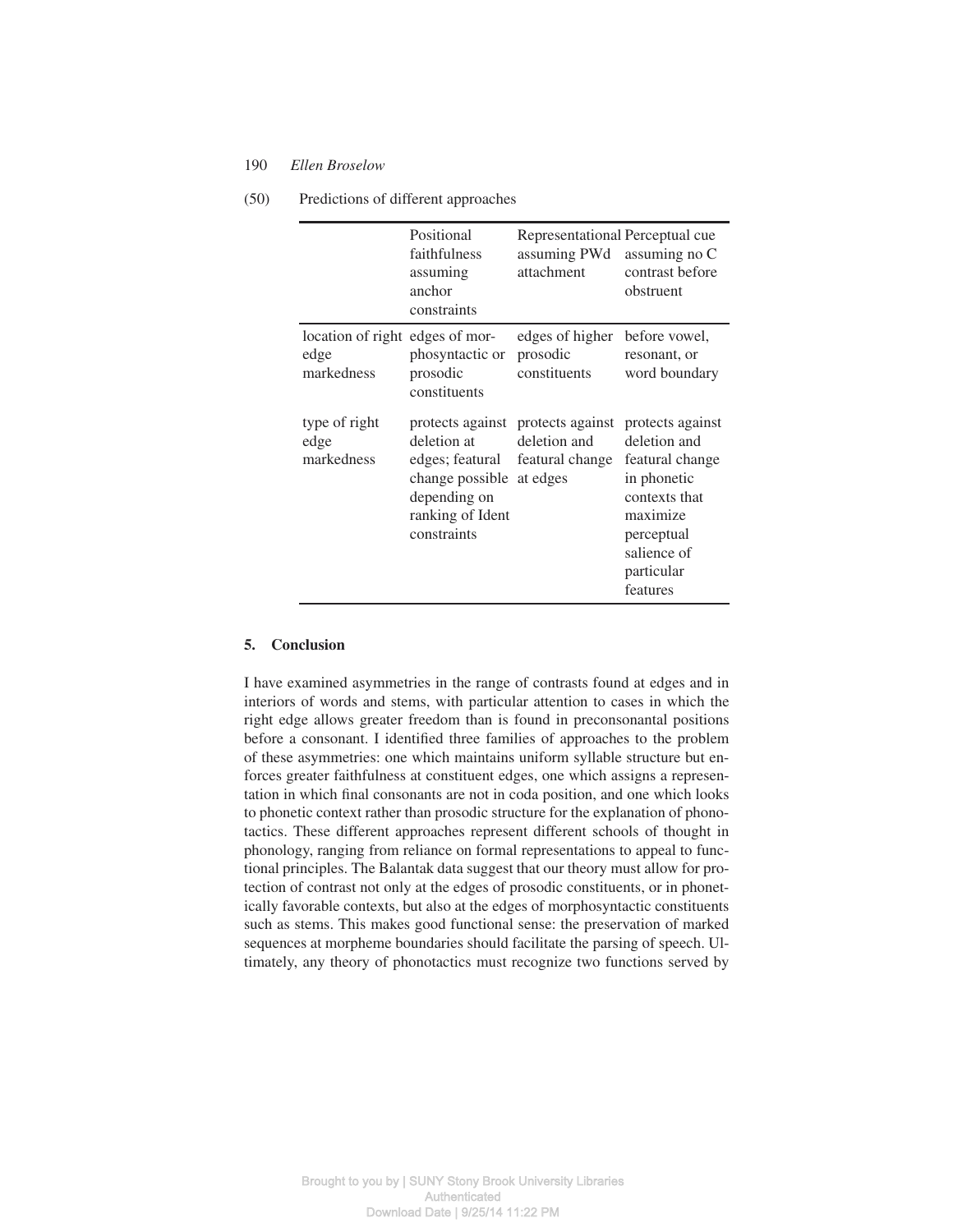(50) Predictions of different approaches

| | Positional faithfulness assuming anchor constraints | Representational assuming PWd attachment | Perceptual cue assuming no C contrast before obstruent |
|---|---|---|---|
| location of right edge markedness | edges of morphosyntactic or prosodic constituents | edges of higher prosodic constituents | before vowel, resonant, or word boundary |
| type of right edge markedness | protects against deletion at edges; featural change possible depending on ranking of Ident constraints | protects against deletion and featural change at edges | protects against deletion and featural change in phonetic contexts that maximize perceptual salience of particular features |

## 5. Conclusion

I have examined asymmetries in the range of contrasts found at edges and in interiors of words and stems, with particular attention to cases in which the right edge allows greater freedom than is found in preconsonantal positions before a consonant. I identified three families of approaches to the problem of these asymmetries: one which maintains uniform syllable structure but enforces greater faithfulness at constituent edges, one which assigns a representation in which final consonants are not in coda position, and one which looks to phonetic context rather than prosodic structure for the explanation of phonotactics. These different approaches represent different schools of thought in phonology, ranging from reliance on formal representations to appeal to functional principles. The Balantak data suggest that our theory must allow for protection of contrast not only at the edges of prosodic constituents, or in phonetically favorable contexts, but also at the edges of morphosyntactic constituents such as stems. This makes good functional sense: the preservation of marked sequences at morpheme boundaries should facilitate the parsing of speech. Ultimately, any theory of phonotactics must recognize two functions served by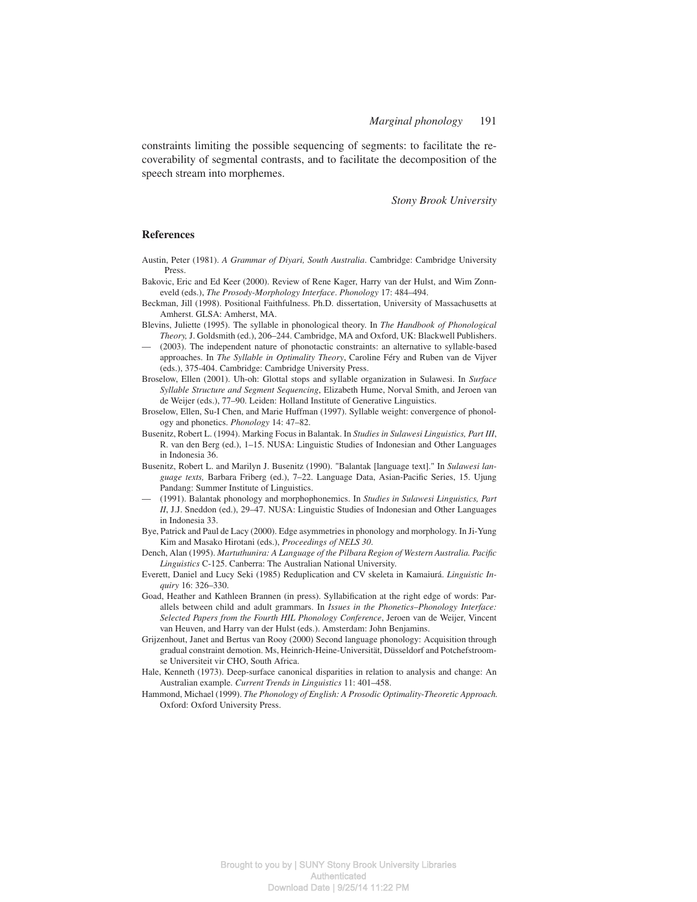constraints limiting the possible sequencing of segments: to facilitate the recoverability of segmental contrasts, and to facilitate the decomposition of the speech stream into morphemes.

*Stony Brook University*

## References

Austin, Peter (1981). *A Grammar of Diyari, South Australia*. Cambridge: Cambridge University Press.

Bakovic, Eric and Ed Keer (2000). Review of Rene Kager, Harry van der Hulst, and Wim Zonneveld (eds.), *The Prosody-Morphology Interface*. *Phonology* 17: 484–494.

Beckman, Jill (1998). Positional Faithfulness. Ph.D. dissertation, University of Massachusetts at Amherst. GLSA: Amherst, MA.

Blevins, Juliette (1995). The syllable in phonological theory. In *The Handbook of Phonological Theory,* J. Goldsmith (ed.), 206–244. Cambridge, MA and Oxford, UK: Blackwell Publishers.

— (2003). The independent nature of phonotactic constraints: an alternative to syllable-based approaches. In *The Syllable in Optimality Theory*, Caroline Féry and Ruben van de Vijver (eds.), 375-404. Cambridge: Cambridge University Press.

Broselow, Ellen (2001). Uh-oh: Glottal stops and syllable organization in Sulawesi. In *Surface Syllable Structure and Segment Sequencing*, Elizabeth Hume, Norval Smith, and Jeroen van de Weijer (eds.), 77–90. Leiden: Holland Institute of Generative Linguistics.

Broselow, Ellen, Su-I Chen, and Marie Huffman (1997). Syllable weight: convergence of phonology and phonetics. *Phonology* 14: 47–82.

Busenitz, Robert L. (1994). Marking Focus in Balantak. In *Studies in Sulawesi Linguistics, Part III*, R. van den Berg (ed.), 1–15. NUSA: Linguistic Studies of Indonesian and Other Languages in Indonesia 36.

Busenitz, Robert L. and Marilyn J. Busenitz (1990). "Balantak [language text]." In *Sulawesi language texts,* Barbara Friberg (ed.), 7–22. Language Data, Asian-Pacific Series, 15. Ujung Pandang: Summer Institute of Linguistics.

— (1991). Balantak phonology and morphophonemics. In *Studies in Sulawesi Linguistics, Part II*, J.J. Sneddon (ed.), 29–47. NUSA: Linguistic Studies of Indonesian and Other Languages in Indonesia 33.

Bye, Patrick and Paul de Lacy (2000). Edge asymmetries in phonology and morphology. In Ji-Yung Kim and Masako Hirotani (eds.), *Proceedings of NELS 30*.

Dench, Alan (1995). *Martuthunira: A Language of the Pilbara Region of Western Australia. Pacific Linguistics* C-125. Canberra: The Australian National University.

Everett, Daniel and Lucy Seki (1985) Reduplication and CV skeleta in Kamaiurá. *Linguistic Inquiry* 16: 326–330.

Goad, Heather and Kathleen Brannen (in press). Syllabification at the right edge of words: Parallels between child and adult grammars. In *Issues in the Phonetics–Phonology Interface: Selected Papers from the Fourth HIL Phonology Conference*, Jeroen van de Weijer, Vincent van Heuven, and Harry van der Hulst (eds.). Amsterdam: John Benjamins.

Grijzenhout, Janet and Bertus van Rooy (2000) Second language phonology: Acquisition through gradual constraint demotion. Ms, Heinrich-Heine-Universität, Düsseldorf and Potchefstroomse Universiteit vir CHO, South Africa.

Hale, Kenneth (1973). Deep-surface canonical disparities in relation to analysis and change: An Australian example. *Current Trends in Linguistics* 11: 401–458.

Hammond, Michael (1999). *The Phonology of English: A Prosodic Optimality-Theoretic Approach.* Oxford: Oxford University Press.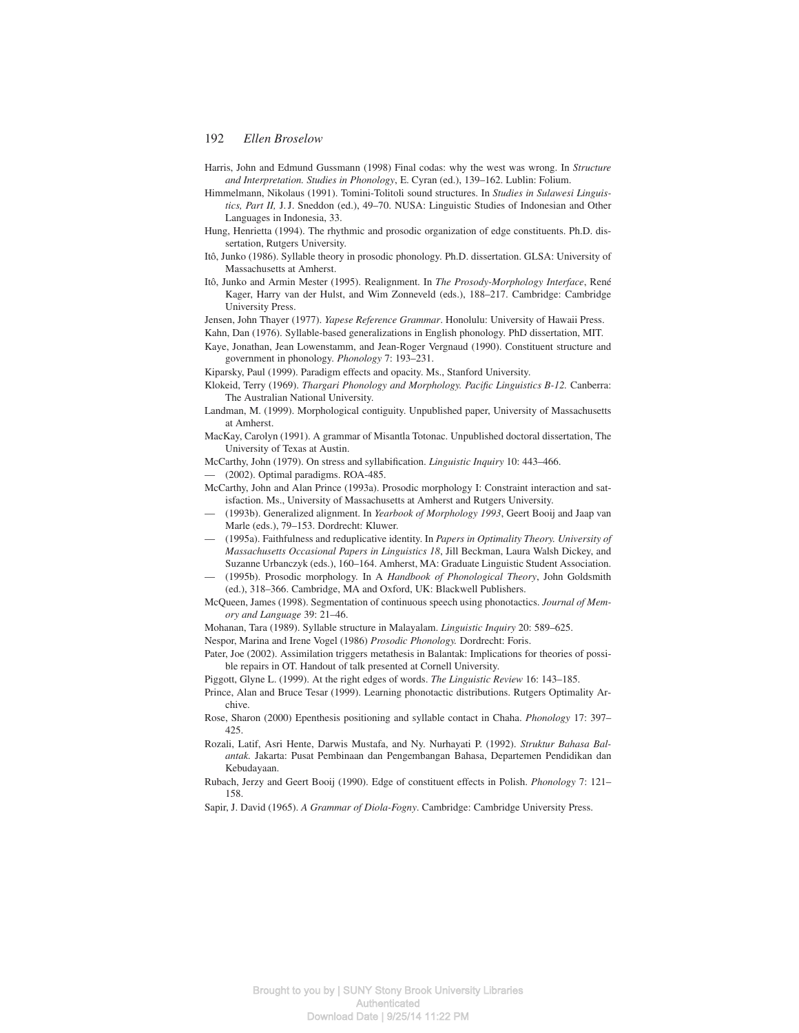Harris, John and Edmund Gussmann (1998) Final codas: why the west was wrong. In *Structure and Interpretation. Studies in Phonology*, E. Cyran (ed.), 139–162. Lublin: Folium.

Himmelmann, Nikolaus (1991). Tomini-Tolitoli sound structures. In *Studies in Sulawesi Linguistics, Part II,* J. J. Sneddon (ed.), 49–70. NUSA: Linguistic Studies of Indonesian and Other Languages in Indonesia, 33.

Hung, Henrietta (1994). The rhythmic and prosodic organization of edge constituents. Ph.D. dissertation, Rutgers University.

Itô, Junko (1986). Syllable theory in prosodic phonology. Ph.D. dissertation. GLSA: University of Massachusetts at Amherst.

Itô, Junko and Armin Mester (1995). Realignment. In *The Prosody-Morphology Interface*, René Kager, Harry van der Hulst, and Wim Zonneveld (eds.), 188–217. Cambridge: Cambridge University Press.

Jensen, John Thayer (1977). *Yapese Reference Grammar*. Honolulu: University of Hawaii Press.

Kahn, Dan (1976). Syllable-based generalizations in English phonology. PhD dissertation, MIT.

Kaye, Jonathan, Jean Lowenstamm, and Jean-Roger Vergnaud (1990). Constituent structure and government in phonology. *Phonology* 7: 193–231.

Kiparsky, Paul (1999). Paradigm effects and opacity. Ms., Stanford University.

Klokeid, Terry (1969). *Thargari Phonology and Morphology. Pacific Linguistics B-12.* Canberra: The Australian National University.

Landman, M. (1999). Morphological contiguity. Unpublished paper, University of Massachusetts at Amherst.

MacKay, Carolyn (1991). A grammar of Misantla Totonac. Unpublished doctoral dissertation, The University of Texas at Austin.

McCarthy, John (1979). On stress and syllabification. *Linguistic Inquiry* 10: 443–466.

— (2002). Optimal paradigms. ROA-485.

McCarthy, John and Alan Prince (1993a). Prosodic morphology I: Constraint interaction and satisfaction. Ms., University of Massachusetts at Amherst and Rutgers University.

— (1993b). Generalized alignment. In *Yearbook of Morphology 1993*, Geert Booij and Jaap van Marle (eds.), 79–153. Dordrecht: Kluwer.

— (1995a). Faithfulness and reduplicative identity. In *Papers in Optimality Theory. University of Massachusetts Occasional Papers in Linguistics 18*, Jill Beckman, Laura Walsh Dickey, and Suzanne Urbanczyk (eds.), 160–164. Amherst, MA: Graduate Linguistic Student Association.

— (1995b). Prosodic morphology. In A *Handbook of Phonological Theory*, John Goldsmith (ed.), 318–366. Cambridge, MA and Oxford, UK: Blackwell Publishers.

McQueen, James (1998). Segmentation of continuous speech using phonotactics. *Journal of Memory and Language* 39: 21–46.

Mohanan, Tara (1989). Syllable structure in Malayalam. *Linguistic Inquiry* 20: 589–625.

Nespor, Marina and Irene Vogel (1986) *Prosodic Phonology.* Dordrecht: Foris.

Pater, Joe (2002). Assimilation triggers metathesis in Balantak: Implications for theories of possible repairs in OT. Handout of talk presented at Cornell University.

Piggott, Glyne L. (1999). At the right edges of words. *The Linguistic Review* 16: 143–185.

Prince, Alan and Bruce Tesar (1999). Learning phonotactic distributions. Rutgers Optimality Archive.

Rose, Sharon (2000) Epenthesis positioning and syllable contact in Chaha. *Phonology* 17: 397–425.

Rozali, Latif, Asri Hente, Darwis Mustafa, and Ny. Nurhayati P. (1992). *Struktur Bahasa Balantak.* Jakarta: Pusat Pembinaan dan Pengembangan Bahasa, Departemen Pendidikan dan Kebudayaan.

Rubach, Jerzy and Geert Booij (1990). Edge of constituent effects in Polish. *Phonology* 7: 121–158.

Sapir, J. David (1965). *A Grammar of Diola-Fogny*. Cambridge: Cambridge University Press.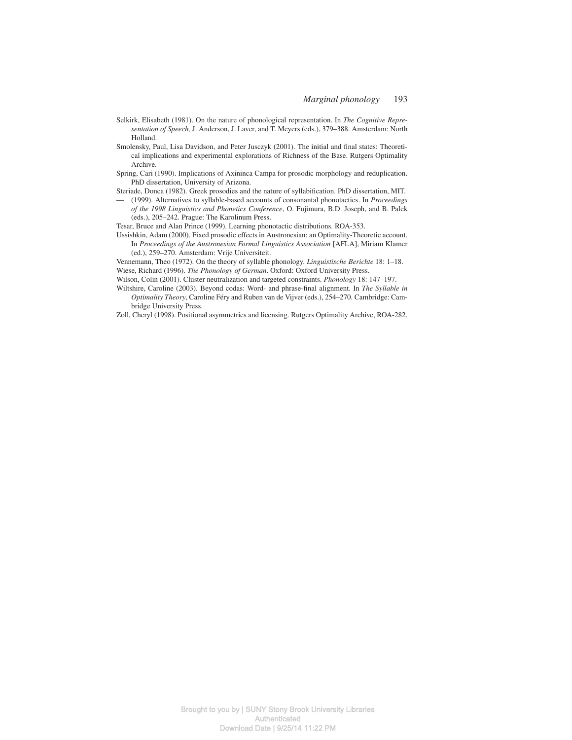Selkirk, Elisabeth (1981). On the nature of phonological representation. In *The Cognitive Representation of Speech,* J. Anderson, J. Laver, and T. Meyers (eds.), 379–388. Amsterdam: North Holland.

Smolensky, Paul, Lisa Davidson, and Peter Jusczyk (2001). The initial and final states: Theoretical implications and experimental explorations of Richness of the Base. Rutgers Optimality Archive.

Spring, Cari (1990). Implications of Axininca Campa for prosodic morphology and reduplication. PhD dissertation, University of Arizona.

Steriade, Donca (1982). Greek prosodies and the nature of syllabification. PhD dissertation, MIT.

— (1999). Alternatives to syllable-based accounts of consonantal phonotactics. In *Proceedings of the 1998 Linguistics and Phonetics Conference*, O. Fujimura, B.D. Joseph, and B. Palek (eds.), 205–242. Prague: The Karolinum Press.

Tesar, Bruce and Alan Prince (1999). Learning phonotactic distributions. ROA-353.

Ussishkin, Adam (2000). Fixed prosodic effects in Austronesian: an Optimality-Theoretic account. In *Proceedings of the Austronesian Formal Linguistics Association* [AFLA], Miriam Klamer (ed.), 259–270. Amsterdam: Vrije Universiteit.

Vennemann, Theo (1972). On the theory of syllable phonology. *Linguistische Berichte* 18: 1–18.

Wiese, Richard (1996). *The Phonology of German*. Oxford: Oxford University Press.

Wilson, Colin (2001). Cluster neutralization and targeted constraints. *Phonology* 18: 147–197.

Wiltshire, Caroline (2003). Beyond codas: Word- and phrase-final alignment. In *The Syllable in Optimality Theory*, Caroline Féry and Ruben van de Vijver (eds.), 254–270. Cambridge: Cambridge University Press.

Zoll, Cheryl (1998). Positional asymmetries and licensing. Rutgers Optimality Archive, ROA-282.